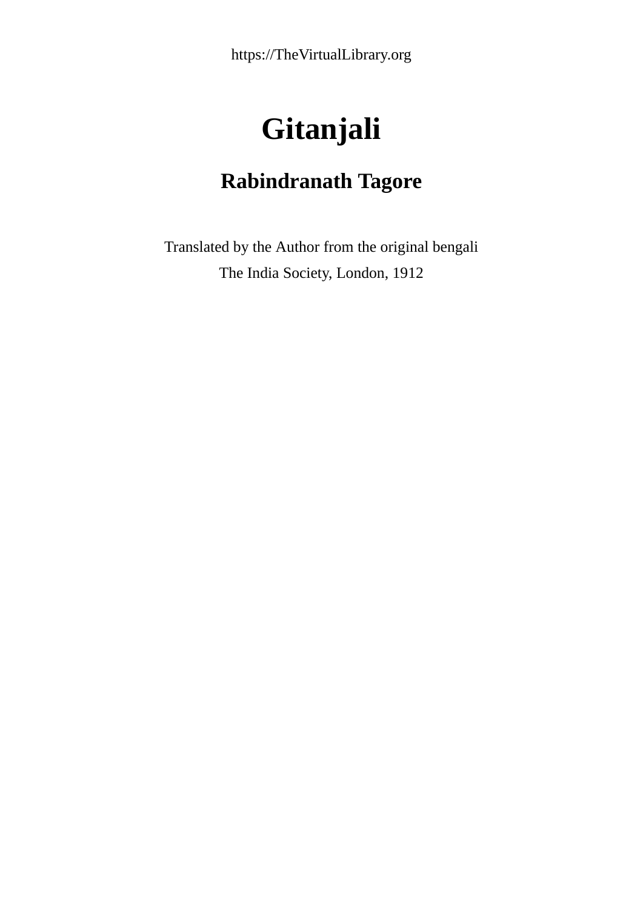https://TheVirtualLibrary.org

# Gitanjali

## Rabindranath Tagore

Translated by the Author from the original bengali

The India Society, London, 1912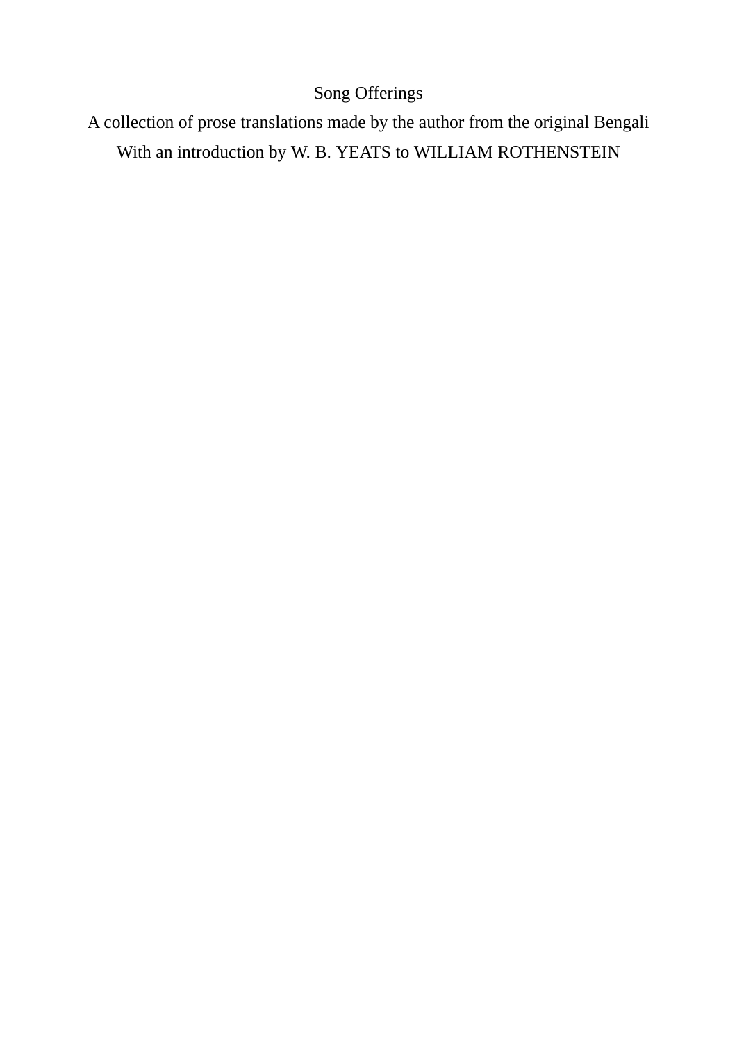Song Offerings

A collection of prose translations made by the author from the original Bengali

With an introduction by W. B. YEATS to WILLIAM ROTHENSTEIN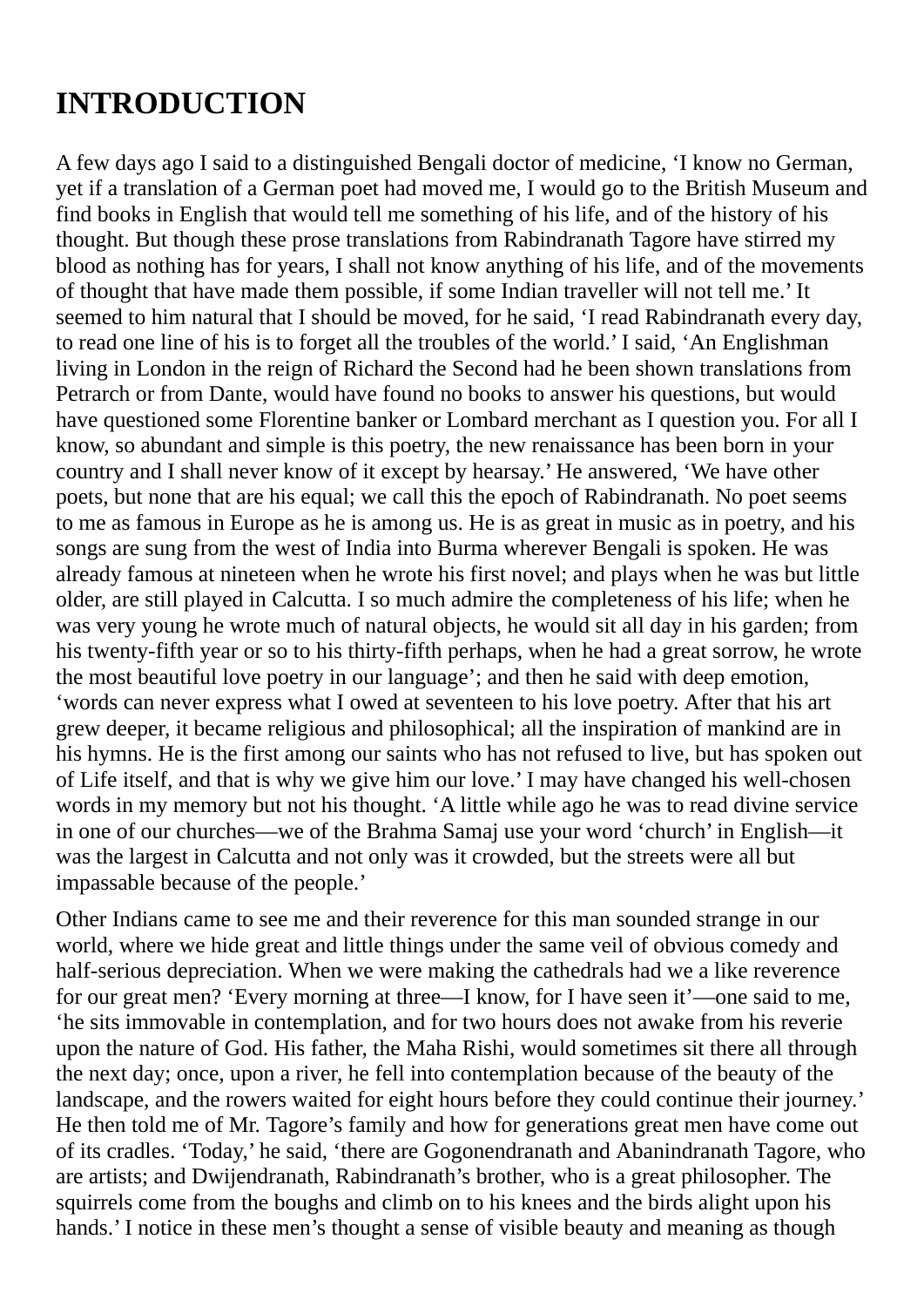# INTRODUCTION

A few days ago I said to a distinguished Bengali doctor of medicine, ‘I know no German, yet if a translation of a German poet had moved me, I would go to the British Museum and find books in English that would tell me something of his life, and of the history of his thought. But though these prose translations from Rabindranath Tagore have stirred my blood as nothing has for years, I shall not know anything of his life, and of the movements of thought that have made them possible, if some Indian traveller will not tell me.’ It seemed to him natural that I should be moved, for he said, ‘I read Rabindranath every day, to read one line of his is to forget all the troubles of the world.’ I said, ‘An Englishman living in London in the reign of Richard the Second had he been shown translations from Petrarch or from Dante, would have found no books to answer his questions, but would have questioned some Florentine banker or Lombard merchant as I question you. For all I know, so abundant and simple is this poetry, the new renaissance has been born in your country and I shall never know of it except by hearsay.’ He answered, ‘We have other poets, but none that are his equal; we call this the epoch of Rabindranath. No poet seems to me as famous in Europe as he is among us. He is as great in music as in poetry, and his songs are sung from the west of India into Burma wherever Bengali is spoken. He was already famous at nineteen when he wrote his first novel; and plays when he was but little older, are still played in Calcutta. I so much admire the completeness of his life; when he was very young he wrote much of natural objects, he would sit all day in his garden; from his twenty-fifth year or so to his thirty-fifth perhaps, when he had a great sorrow, he wrote the most beautiful love poetry in our language’; and then he said with deep emotion, ‘words can never express what I owed at seventeen to his love poetry. After that his art grew deeper, it became religious and philosophical; all the inspiration of mankind are in his hymns. He is the first among our saints who has not refused to live, but has spoken out of Life itself, and that is why we give him our love.’ I may have changed his well-chosen words in my memory but not his thought. ‘A little while ago he was to read divine service in one of our churches—we of the Brahma Samaj use your word ‘church’ in English—it was the largest in Calcutta and not only was it crowded, but the streets were all but impassable because of the people.’

Other Indians came to see me and their reverence for this man sounded strange in our world, where we hide great and little things under the same veil of obvious comedy and half-serious depreciation. When we were making the cathedrals had we a like reverence for our great men? ‘Every morning at three—I know, for I have seen it’—one said to me, ‘he sits immovable in contemplation, and for two hours does not awake from his reverie upon the nature of God. His father, the Maha Rishi, would sometimes sit there all through the next day; once, upon a river, he fell into contemplation because of the beauty of the landscape, and the rowers waited for eight hours before they could continue their journey.’ He then told me of Mr. Tagore’s family and how for generations great men have come out of its cradles. ‘Today,’ he said, ‘there are Gogonendranath and Abanindranath Tagore, who are artists; and Dwijendranath, Rabindranath’s brother, who is a great philosopher. The squirrels come from the boughs and climb on to his knees and the birds alight upon his hands.’ I notice in these men’s thought a sense of visible beauty and meaning as though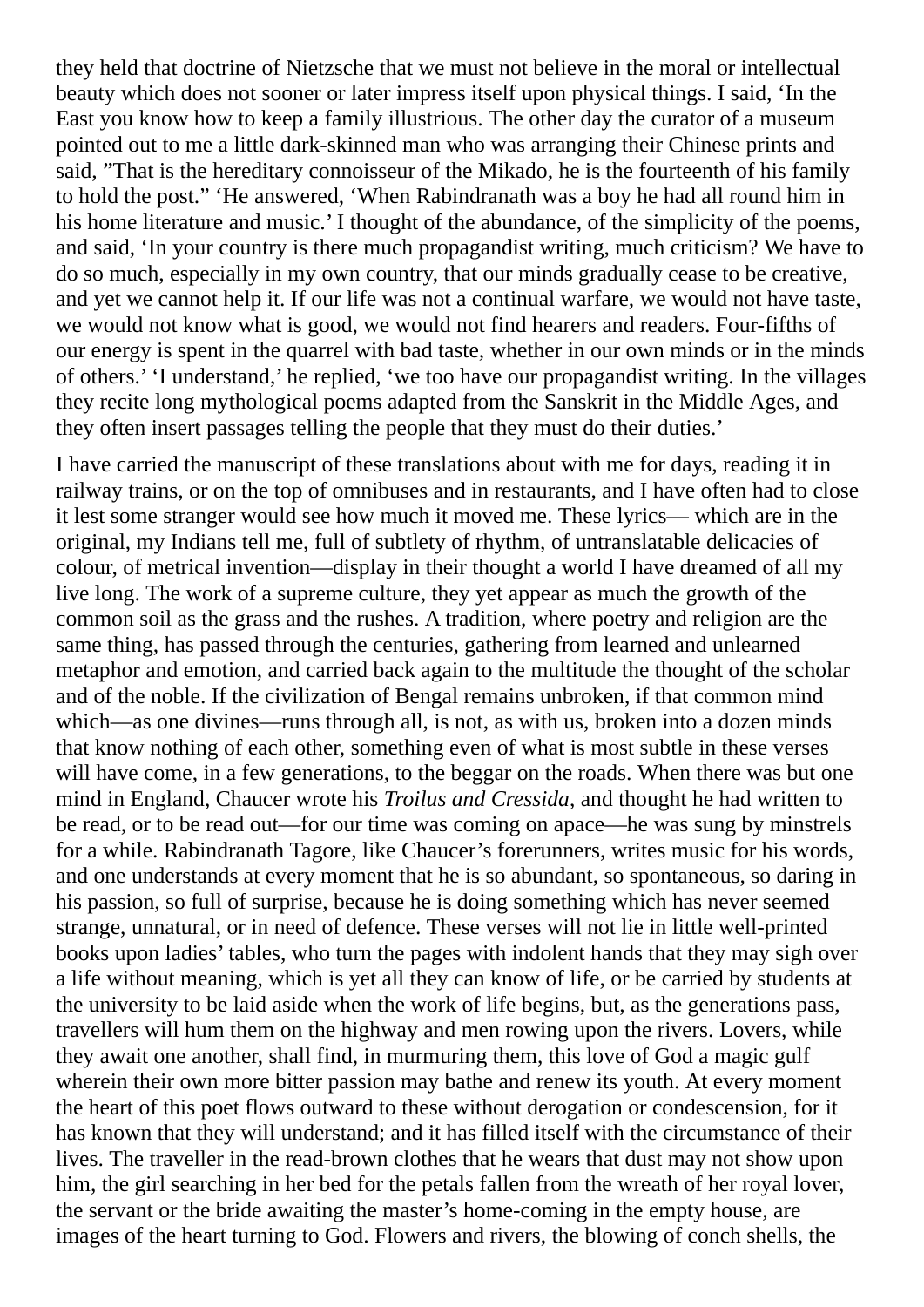they held that doctrine of Nietzsche that we must not believe in the moral or intellectual beauty which does not sooner or later impress itself upon physical things. I said, 'In the East you know how to keep a family illustrious. The other day the curator of a museum pointed out to me a little dark-skinned man who was arranging their Chinese prints and said, "That is the hereditary connoisseur of the Mikado, he is the fourteenth of his family to hold the post." 'He answered, 'When Rabindranath was a boy he had all round him in his home literature and music.' I thought of the abundance, of the simplicity of the poems, and said, 'In your country is there much propagandist writing, much criticism? We have to do so much, especially in my own country, that our minds gradually cease to be creative, and yet we cannot help it. If our life was not a continual warfare, we would not have taste, we would not know what is good, we would not find hearers and readers. Four-fifths of our energy is spent in the quarrel with bad taste, whether in our own minds or in the minds of others.' 'I understand,' he replied, 'we too have our propagandist writing. In the villages they recite long mythological poems adapted from the Sanskrit in the Middle Ages, and they often insert passages telling the people that they must do their duties.'

I have carried the manuscript of these translations about with me for days, reading it in railway trains, or on the top of omnibuses and in restaurants, and I have often had to close it lest some stranger would see how much it moved me. These lyrics— which are in the original, my Indians tell me, full of subtlety of rhythm, of untranslatable delicacies of colour, of metrical invention—display in their thought a world I have dreamed of all my live long. The work of a supreme culture, they yet appear as much the growth of the common soil as the grass and the rushes. A tradition, where poetry and religion are the same thing, has passed through the centuries, gathering from learned and unlearned metaphor and emotion, and carried back again to the multitude the thought of the scholar and of the noble. If the civilization of Bengal remains unbroken, if that common mind which—as one divines—runs through all, is not, as with us, broken into a dozen minds that know nothing of each other, something even of what is most subtle in these verses will have come, in a few generations, to the beggar on the roads. When there was but one mind in England, Chaucer wrote his *Troilus and Cressida*, and thought he had written to be read, or to be read out—for our time was coming on apace—he was sung by minstrels for a while. Rabindranath Tagore, like Chaucer's forerunners, writes music for his words, and one understands at every moment that he is so abundant, so spontaneous, so daring in his passion, so full of surprise, because he is doing something which has never seemed strange, unnatural, or in need of defence. These verses will not lie in little well-printed books upon ladies' tables, who turn the pages with indolent hands that they may sigh over a life without meaning, which is yet all they can know of life, or be carried by students at the university to be laid aside when the work of life begins, but, as the generations pass, travellers will hum them on the highway and men rowing upon the rivers. Lovers, while they await one another, shall find, in murmuring them, this love of God a magic gulf wherein their own more bitter passion may bathe and renew its youth. At every moment the heart of this poet flows outward to these without derogation or condescension, for it has known that they will understand; and it has filled itself with the circumstance of their lives. The traveller in the read-brown clothes that he wears that dust may not show upon him, the girl searching in her bed for the petals fallen from the wreath of her royal lover, the servant or the bride awaiting the master's home-coming in the empty house, are images of the heart turning to God. Flowers and rivers, the blowing of conch shells, the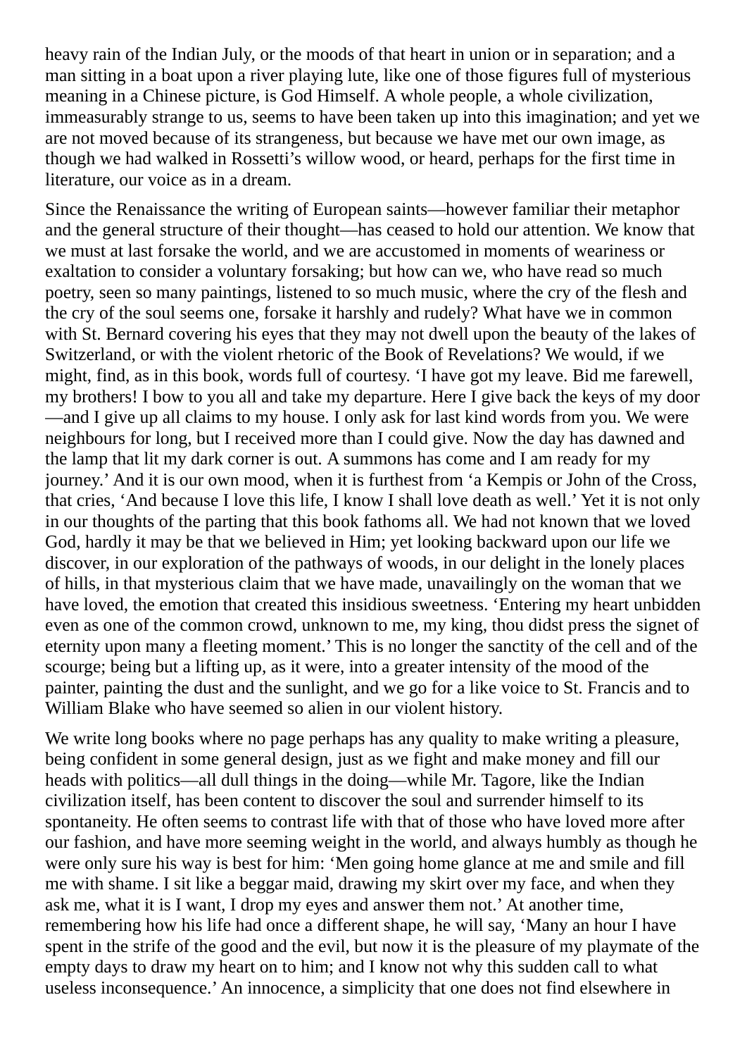heavy rain of the Indian July, or the moods of that heart in union or in separation; and a man sitting in a boat upon a river playing lute, like one of those figures full of mysterious meaning in a Chinese picture, is God Himself. A whole people, a whole civilization, immeasurably strange to us, seems to have been taken up into this imagination; and yet we are not moved because of its strangeness, but because we have met our own image, as though we had walked in Rossetti's willow wood, or heard, perhaps for the first time in literature, our voice as in a dream.

Since the Renaissance the writing of European saints—however familiar their metaphor and the general structure of their thought—has ceased to hold our attention. We know that we must at last forsake the world, and we are accustomed in moments of weariness or exaltation to consider a voluntary forsaking; but how can we, who have read so much poetry, seen so many paintings, listened to so much music, where the cry of the flesh and the cry of the soul seems one, forsake it harshly and rudely? What have we in common with St. Bernard covering his eyes that they may not dwell upon the beauty of the lakes of Switzerland, or with the violent rhetoric of the Book of Revelations? We would, if we might, find, as in this book, words full of courtesy. 'I have got my leave. Bid me farewell, my brothers! I bow to you all and take my departure. Here I give back the keys of my door—and I give up all claims to my house. I only ask for last kind words from you. We were neighbours for long, but I received more than I could give. Now the day has dawned and the lamp that lit my dark corner is out. A summons has come and I am ready for my journey.' And it is our own mood, when it is furthest from 'a Kempis or John of the Cross, that cries, 'And because I love this life, I know I shall love death as well.' Yet it is not only in our thoughts of the parting that this book fathoms all. We had not known that we loved God, hardly it may be that we believed in Him; yet looking backward upon our life we discover, in our exploration of the pathways of woods, in our delight in the lonely places of hills, in that mysterious claim that we have made, unavailingly on the woman that we have loved, the emotion that created this insidious sweetness. 'Entering my heart unbidden even as one of the common crowd, unknown to me, my king, thou didst press the signet of eternity upon many a fleeting moment.' This is no longer the sanctity of the cell and of the scourge; being but a lifting up, as it were, into a greater intensity of the mood of the painter, painting the dust and the sunlight, and we go for a like voice to St. Francis and to William Blake who have seemed so alien in our violent history.

We write long books where no page perhaps has any quality to make writing a pleasure, being confident in some general design, just as we fight and make money and fill our heads with politics—all dull things in the doing—while Mr. Tagore, like the Indian civilization itself, has been content to discover the soul and surrender himself to its spontaneity. He often seems to contrast life with that of those who have loved more after our fashion, and have more seeming weight in the world, and always humbly as though he were only sure his way is best for him: 'Men going home glance at me and smile and fill me with shame. I sit like a beggar maid, drawing my skirt over my face, and when they ask me, what it is I want, I drop my eyes and answer them not.' At another time, remembering how his life had once a different shape, he will say, 'Many an hour I have spent in the strife of the good and the evil, but now it is the pleasure of my playmate of the empty days to draw my heart on to him; and I know not why this sudden call to what useless inconsequence.' An innocence, a simplicity that one does not find elsewhere in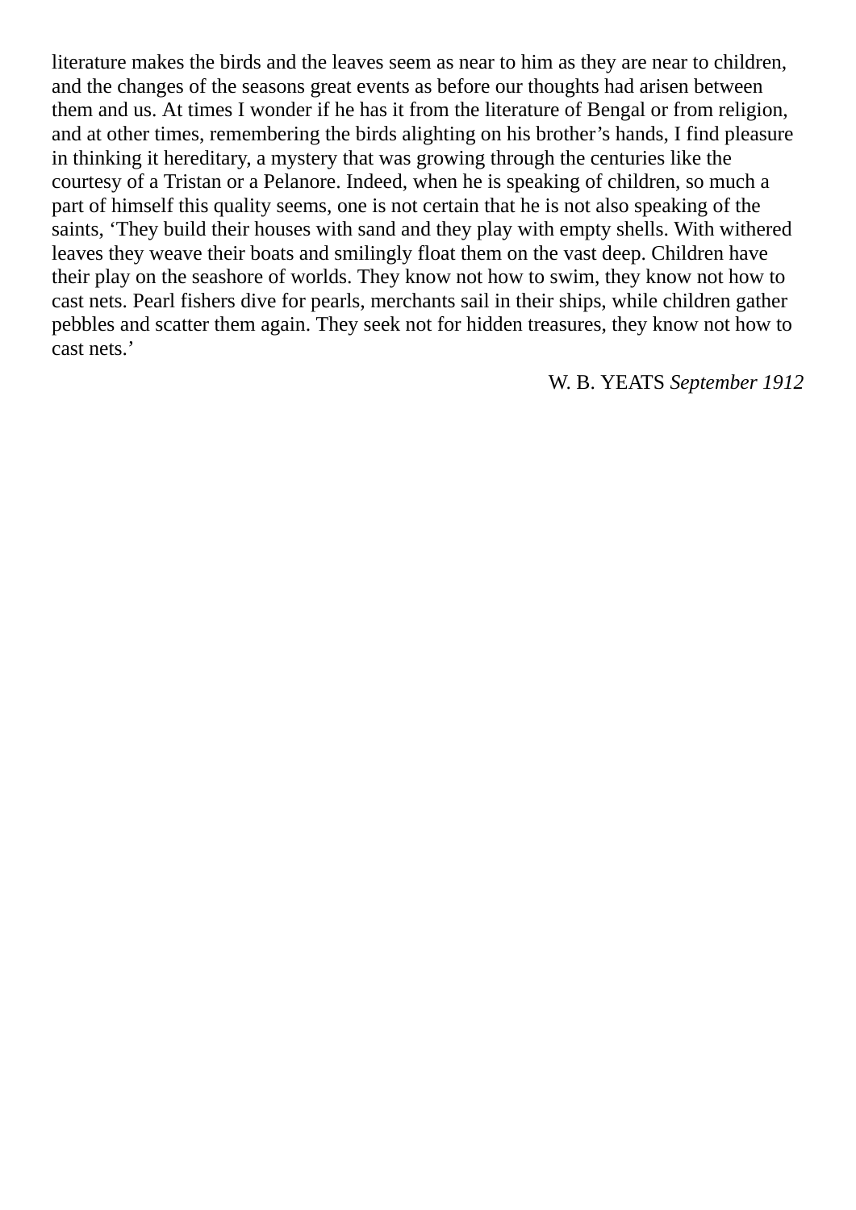literature makes the birds and the leaves seem as near to him as they are near to children, and the changes of the seasons great events as before our thoughts had arisen between them and us. At times I wonder if he has it from the literature of Bengal or from religion, and at other times, remembering the birds alighting on his brother’s hands, I find pleasure in thinking it hereditary, a mystery that was growing through the centuries like the courtesy of a Tristan or a Pelanore. Indeed, when he is speaking of children, so much a part of himself this quality seems, one is not certain that he is not also speaking of the saints, ‘They build their houses with sand and they play with empty shells. With withered leaves they weave their boats and smilingly float them on the vast deep. Children have their play on the seashore of worlds. They know not how to swim, they know not how to cast nets. Pearl fishers dive for pearls, merchants sail in their ships, while children gather pebbles and scatter them again. They seek not for hidden treasures, they know not how to cast nets.’

W. B. YEATS *September 1912*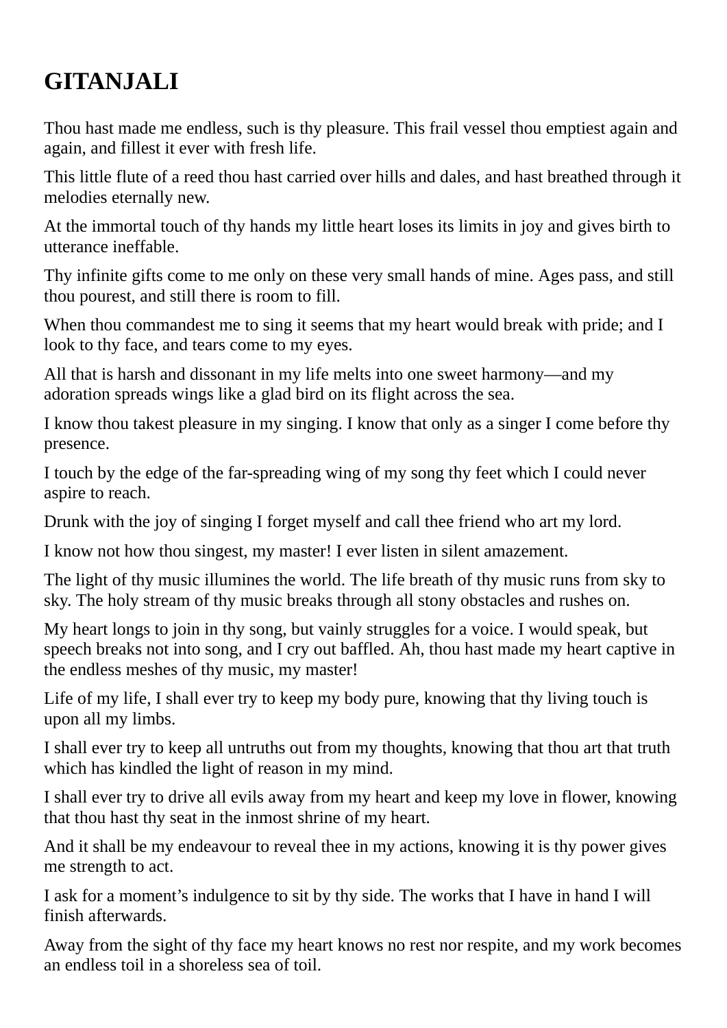# GITANJALI

Thou hast made me endless, such is thy pleasure. This frail vessel thou emptiest again and again, and fillest it ever with fresh life.

This little flute of a reed thou hast carried over hills and dales, and hast breathed through it melodies eternally new.

At the immortal touch of thy hands my little heart loses its limits in joy and gives birth to utterance ineffable.

Thy infinite gifts come to me only on these very small hands of mine. Ages pass, and still thou pourest, and still there is room to fill.

When thou commandest me to sing it seems that my heart would break with pride; and I look to thy face, and tears come to my eyes.

All that is harsh and dissonant in my life melts into one sweet harmony—and my adoration spreads wings like a glad bird on its flight across the sea.

I know thou takest pleasure in my singing. I know that only as a singer I come before thy presence.

I touch by the edge of the far-spreading wing of my song thy feet which I could never aspire to reach.

Drunk with the joy of singing I forget myself and call thee friend who art my lord.

I know not how thou singest, my master! I ever listen in silent amazement.

The light of thy music illumines the world. The life breath of thy music runs from sky to sky. The holy stream of thy music breaks through all stony obstacles and rushes on.

My heart longs to join in thy song, but vainly struggles for a voice. I would speak, but speech breaks not into song, and I cry out baffled. Ah, thou hast made my heart captive in the endless meshes of thy music, my master!

Life of my life, I shall ever try to keep my body pure, knowing that thy living touch is upon all my limbs.

I shall ever try to keep all untruths out from my thoughts, knowing that thou art that truth which has kindled the light of reason in my mind.

I shall ever try to drive all evils away from my heart and keep my love in flower, knowing that thou hast thy seat in the inmost shrine of my heart.

And it shall be my endeavour to reveal thee in my actions, knowing it is thy power gives me strength to act.

I ask for a moment's indulgence to sit by thy side. The works that I have in hand I will finish afterwards.

Away from the sight of thy face my heart knows no rest nor respite, and my work becomes an endless toil in a shoreless sea of toil.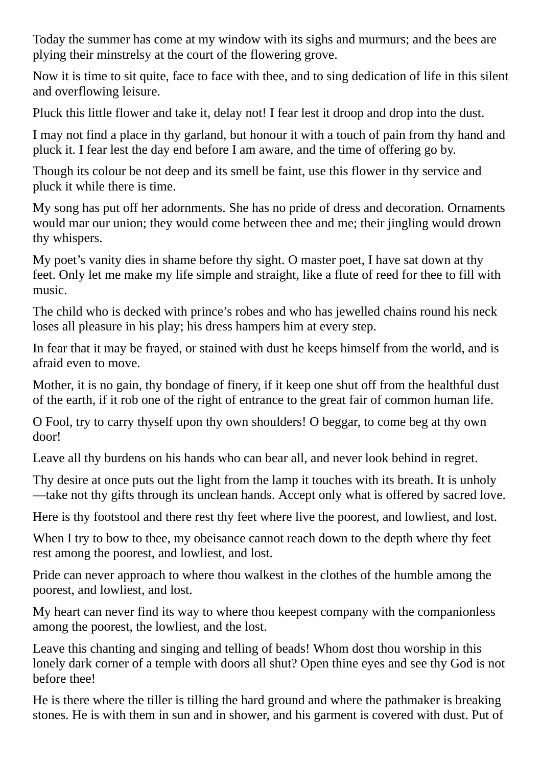Today the summer has come at my window with its sighs and murmurs; and the bees are plying their minstrelsy at the court of the flowering grove.

Now it is time to sit quite, face to face with thee, and to sing dedication of life in this silent and overflowing leisure.

Pluck this little flower and take it, delay not! I fear lest it droop and drop into the dust.

I may not find a place in thy garland, but honour it with a touch of pain from thy hand and pluck it. I fear lest the day end before I am aware, and the time of offering go by.

Though its colour be not deep and its smell be faint, use this flower in thy service and pluck it while there is time.

My song has put off her adornments. She has no pride of dress and decoration. Ornaments would mar our union; they would come between thee and me; their jingling would drown thy whispers.

My poet's vanity dies in shame before thy sight. O master poet, I have sat down at thy feet. Only let me make my life simple and straight, like a flute of reed for thee to fill with music.

The child who is decked with prince's robes and who has jewelled chains round his neck loses all pleasure in his play; his dress hampers him at every step.

In fear that it may be frayed, or stained with dust he keeps himself from the world, and is afraid even to move.

Mother, it is no gain, thy bondage of finery, if it keep one shut off from the healthful dust of the earth, if it rob one of the right of entrance to the great fair of common human life.

O Fool, try to carry thyself upon thy own shoulders! O beggar, to come beg at thy own door!

Leave all thy burdens on his hands who can bear all, and never look behind in regret.

Thy desire at once puts out the light from the lamp it touches with its breath. It is unholy—take not thy gifts through its unclean hands. Accept only what is offered by sacred love.

Here is thy footstool and there rest thy feet where live the poorest, and lowliest, and lost.

When I try to bow to thee, my obeisance cannot reach down to the depth where thy feet rest among the poorest, and lowliest, and lost.

Pride can never approach to where thou walkest in the clothes of the humble among the poorest, and lowliest, and lost.

My heart can never find its way to where thou keepest company with the companionless among the poorest, the lowliest, and the lost.

Leave this chanting and singing and telling of beads! Whom dost thou worship in this lonely dark corner of a temple with doors all shut? Open thine eyes and see thy God is not before thee!

He is there where the tiller is tilling the hard ground and where the pathmaker is breaking stones. He is with them in sun and in shower, and his garment is covered with dust. Put of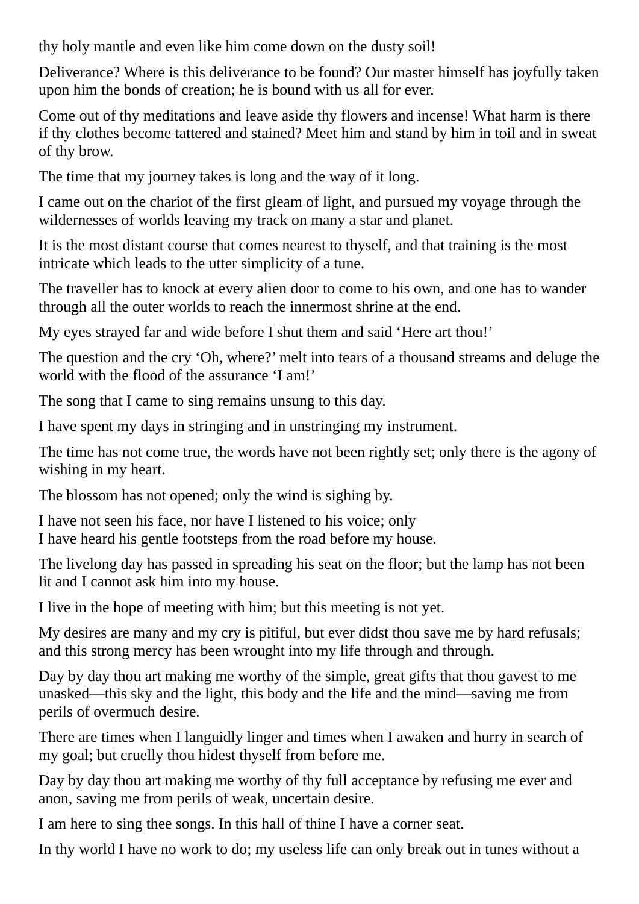thy holy mantle and even like him come down on the dusty soil!

Deliverance? Where is this deliverance to be found? Our master himself has joyfully taken upon him the bonds of creation; he is bound with us all for ever.

Come out of thy meditations and leave aside thy flowers and incense! What harm is there if thy clothes become tattered and stained? Meet him and stand by him in toil and in sweat of thy brow.

The time that my journey takes is long and the way of it long.

I came out on the chariot of the first gleam of light, and pursued my voyage through the wildernesses of worlds leaving my track on many a star and planet.

It is the most distant course that comes nearest to thyself, and that training is the most intricate which leads to the utter simplicity of a tune.

The traveller has to knock at every alien door to come to his own, and one has to wander through all the outer worlds to reach the innermost shrine at the end.

My eyes strayed far and wide before I shut them and said 'Here art thou!'

The question and the cry 'Oh, where?' melt into tears of a thousand streams and deluge the world with the flood of the assurance 'I am!'

The song that I came to sing remains unsung to this day.

I have spent my days in stringing and in unstringing my instrument.

The time has not come true, the words have not been rightly set; only there is the agony of wishing in my heart.

The blossom has not opened; only the wind is sighing by.

I have not seen his face, nor have I listened to his voice; only
I have heard his gentle footsteps from the road before my house.

The livelong day has passed in spreading his seat on the floor; but the lamp has not been lit and I cannot ask him into my house.

I live in the hope of meeting with him; but this meeting is not yet.

My desires are many and my cry is pitiful, but ever didst thou save me by hard refusals; and this strong mercy has been wrought into my life through and through.

Day by day thou art making me worthy of the simple, great gifts that thou gavest to me unasked—this sky and the light, this body and the life and the mind—saving me from perils of overmuch desire.

There are times when I languidly linger and times when I awaken and hurry in search of my goal; but cruelly thou hidest thyself from before me.

Day by day thou art making me worthy of thy full acceptance by refusing me ever and anon, saving me from perils of weak, uncertain desire.

I am here to sing thee songs. In this hall of thine I have a corner seat.

In thy world I have no work to do; my useless life can only break out in tunes without a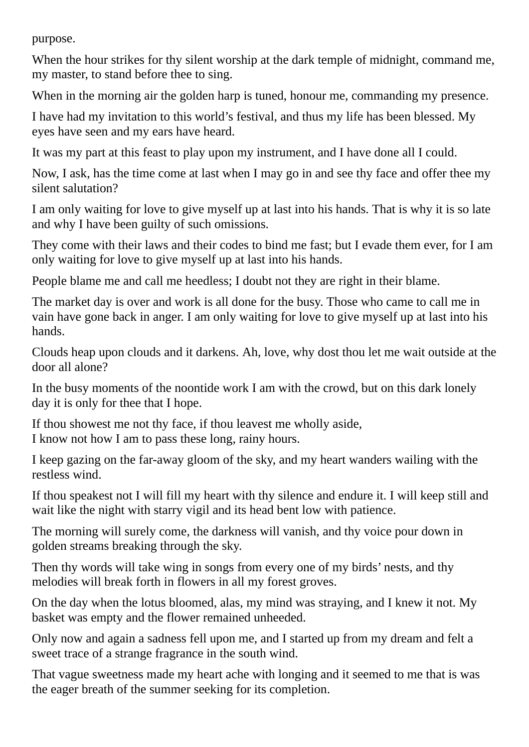purpose.

When the hour strikes for thy silent worship at the dark temple of midnight, command me, my master, to stand before thee to sing.

When in the morning air the golden harp is tuned, honour me, commanding my presence.

I have had my invitation to this world's festival, and thus my life has been blessed. My eyes have seen and my ears have heard.

It was my part at this feast to play upon my instrument, and I have done all I could.

Now, I ask, has the time come at last when I may go in and see thy face and offer thee my silent salutation?

I am only waiting for love to give myself up at last into his hands. That is why it is so late and why I have been guilty of such omissions.

They come with their laws and their codes to bind me fast; but I evade them ever, for I am only waiting for love to give myself up at last into his hands.

People blame me and call me heedless; I doubt not they are right in their blame.

The market day is over and work is all done for the busy. Those who came to call me in vain have gone back in anger. I am only waiting for love to give myself up at last into his hands.

Clouds heap upon clouds and it darkens. Ah, love, why dost thou let me wait outside at the door all alone?

In the busy moments of the noontide work I am with the crowd, but on this dark lonely day it is only for thee that I hope.

If thou showest me not thy face, if thou leavest me wholly aside,
I know not how I am to pass these long, rainy hours.

I keep gazing on the far-away gloom of the sky, and my heart wanders wailing with the restless wind.

If thou speakest not I will fill my heart with thy silence and endure it. I will keep still and wait like the night with starry vigil and its head bent low with patience.

The morning will surely come, the darkness will vanish, and thy voice pour down in golden streams breaking through the sky.

Then thy words will take wing in songs from every one of my birds' nests, and thy melodies will break forth in flowers in all my forest groves.

On the day when the lotus bloomed, alas, my mind was straying, and I knew it not. My basket was empty and the flower remained unheeded.

Only now and again a sadness fell upon me, and I started up from my dream and felt a sweet trace of a strange fragrance in the south wind.

That vague sweetness made my heart ache with longing and it seemed to me that is was the eager breath of the summer seeking for its completion.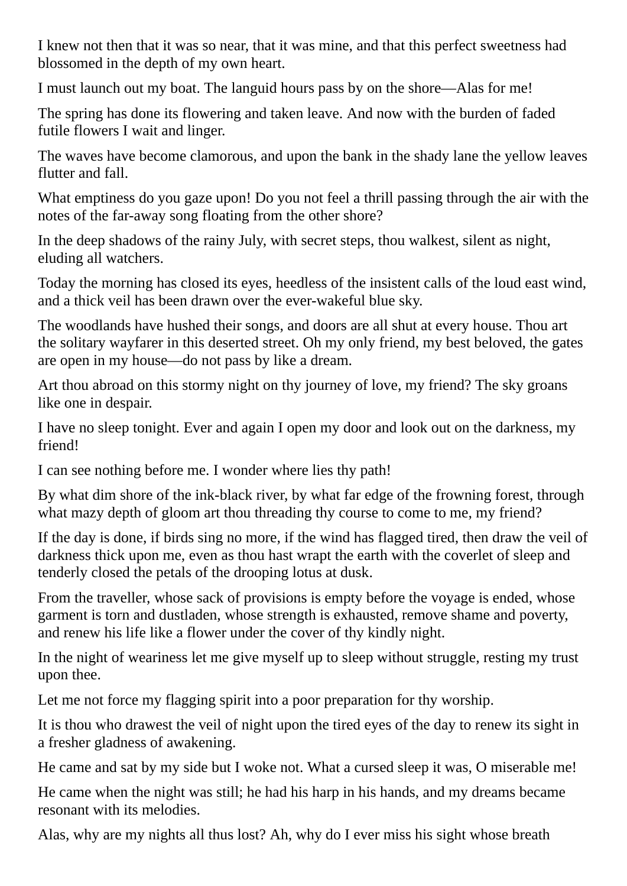I knew not then that it was so near, that it was mine, and that this perfect sweetness had blossomed in the depth of my own heart.

I must launch out my boat. The languid hours pass by on the shore—Alas for me!

The spring has done its flowering and taken leave. And now with the burden of faded futile flowers I wait and linger.

The waves have become clamorous, and upon the bank in the shady lane the yellow leaves flutter and fall.

What emptiness do you gaze upon! Do you not feel a thrill passing through the air with the notes of the far-away song floating from the other shore?

In the deep shadows of the rainy July, with secret steps, thou walkest, silent as night, eluding all watchers.

Today the morning has closed its eyes, heedless of the insistent calls of the loud east wind, and a thick veil has been drawn over the ever-wakeful blue sky.

The woodlands have hushed their songs, and doors are all shut at every house. Thou art the solitary wayfarer in this deserted street. Oh my only friend, my best beloved, the gates are open in my house—do not pass by like a dream.

Art thou abroad on this stormy night on thy journey of love, my friend? The sky groans like one in despair.

I have no sleep tonight. Ever and again I open my door and look out on the darkness, my friend!

I can see nothing before me. I wonder where lies thy path!

By what dim shore of the ink-black river, by what far edge of the frowning forest, through what mazy depth of gloom art thou threading thy course to come to me, my friend?

If the day is done, if birds sing no more, if the wind has flagged tired, then draw the veil of darkness thick upon me, even as thou hast wrapt the earth with the coverlet of sleep and tenderly closed the petals of the drooping lotus at dusk.

From the traveller, whose sack of provisions is empty before the voyage is ended, whose garment is torn and dustladen, whose strength is exhausted, remove shame and poverty, and renew his life like a flower under the cover of thy kindly night.

In the night of weariness let me give myself up to sleep without struggle, resting my trust upon thee.

Let me not force my flagging spirit into a poor preparation for thy worship.

It is thou who drawest the veil of night upon the tired eyes of the day to renew its sight in a fresher gladness of awakening.

He came and sat by my side but I woke not. What a cursed sleep it was, O miserable me!

He came when the night was still; he had his harp in his hands, and my dreams became resonant with its melodies.

Alas, why are my nights all thus lost? Ah, why do I ever miss his sight whose breath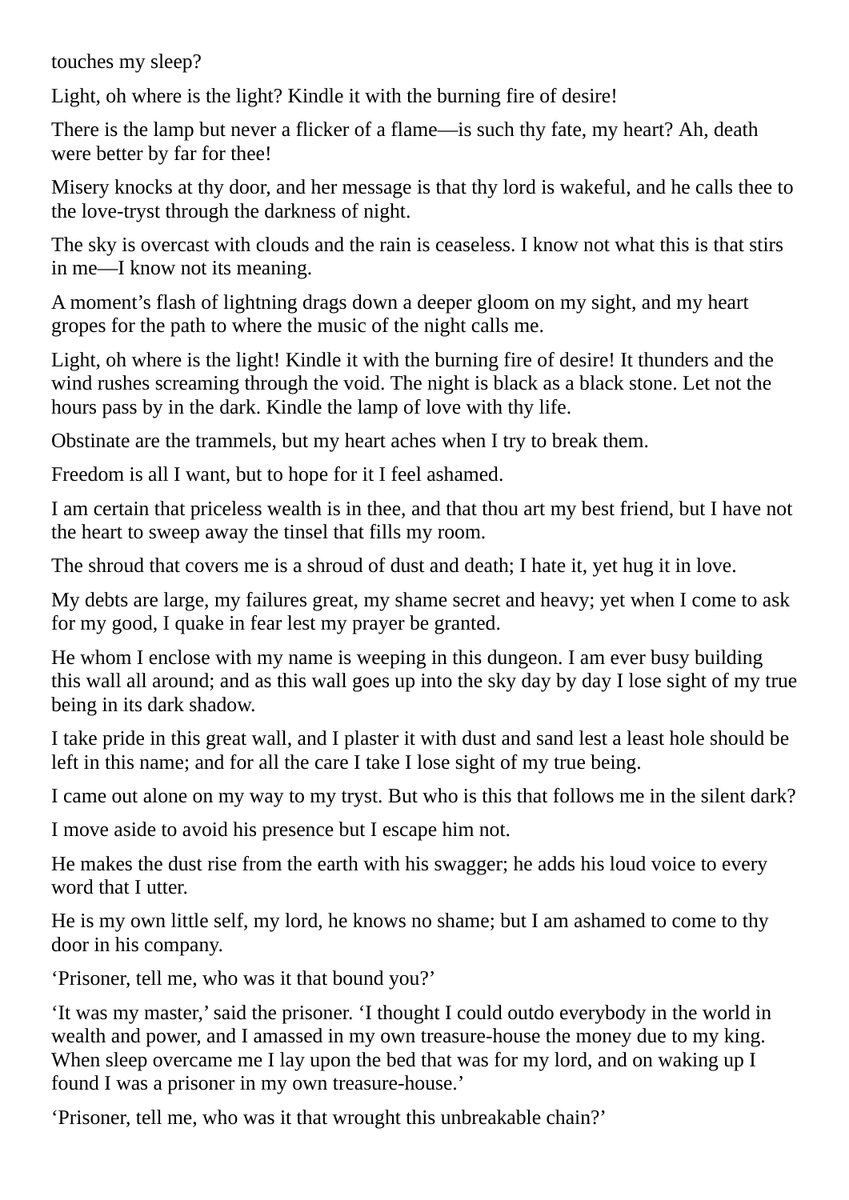touches my sleep?

Light, oh where is the light? Kindle it with the burning fire of desire!

There is the lamp but never a flicker of a flame—is such thy fate, my heart? Ah, death were better by far for thee!

Misery knocks at thy door, and her message is that thy lord is wakeful, and he calls thee to the love-tryst through the darkness of night.

The sky is overcast with clouds and the rain is ceaseless. I know not what this is that stirs in me—I know not its meaning.

A moment's flash of lightning drags down a deeper gloom on my sight, and my heart gropes for the path to where the music of the night calls me.

Light, oh where is the light! Kindle it with the burning fire of desire! It thunders and the wind rushes screaming through the void. The night is black as a black stone. Let not the hours pass by in the dark. Kindle the lamp of love with thy life.

Obstinate are the trammels, but my heart aches when I try to break them.

Freedom is all I want, but to hope for it I feel ashamed.

I am certain that priceless wealth is in thee, and that thou art my best friend, but I have not the heart to sweep away the tinsel that fills my room.

The shroud that covers me is a shroud of dust and death; I hate it, yet hug it in love.

My debts are large, my failures great, my shame secret and heavy; yet when I come to ask for my good, I quake in fear lest my prayer be granted.

He whom I enclose with my name is weeping in this dungeon. I am ever busy building this wall all around; and as this wall goes up into the sky day by day I lose sight of my true being in its dark shadow.

I take pride in this great wall, and I plaster it with dust and sand lest a least hole should be left in this name; and for all the care I take I lose sight of my true being.

I came out alone on my way to my tryst. But who is this that follows me in the silent dark?

I move aside to avoid his presence but I escape him not.

He makes the dust rise from the earth with his swagger; he adds his loud voice to every word that I utter.

He is my own little self, my lord, he knows no shame; but I am ashamed to come to thy door in his company.

'Prisoner, tell me, who was it that bound you?'

'It was my master,' said the prisoner. 'I thought I could outdo everybody in the world in wealth and power, and I amassed in my own treasure-house the money due to my king. When sleep overcame me I lay upon the bed that was for my lord, and on waking up I found I was a prisoner in my own treasure-house.'

'Prisoner, tell me, who was it that wrought this unbreakable chain?'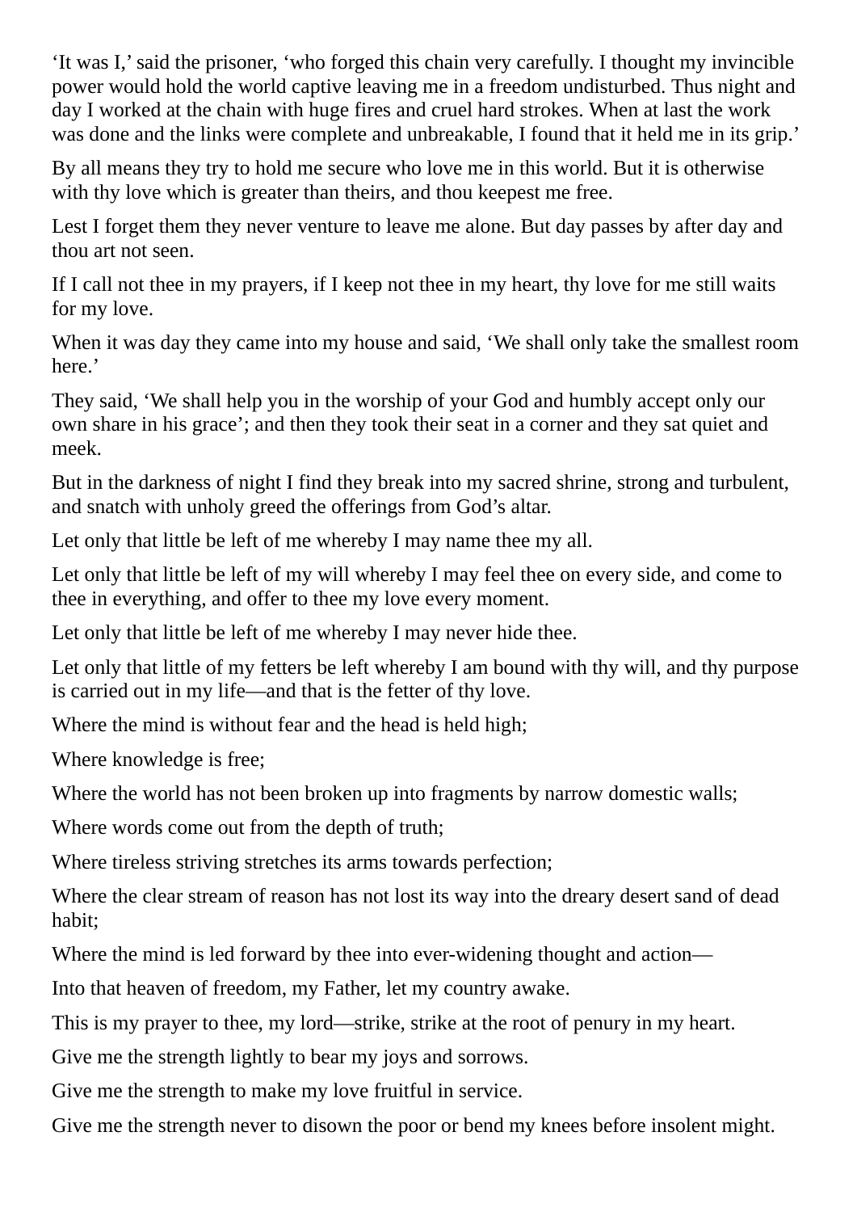‘It was I,’ said the prisoner, ‘who forged this chain very carefully. I thought my invincible power would hold the world captive leaving me in a freedom undisturbed. Thus night and day I worked at the chain with huge fires and cruel hard strokes. When at last the work was done and the links were complete and unbreakable, I found that it held me in its grip.’

By all means they try to hold me secure who love me in this world. But it is otherwise with thy love which is greater than theirs, and thou keepest me free.

Lest I forget them they never venture to leave me alone. But day passes by after day and thou art not seen.

If I call not thee in my prayers, if I keep not thee in my heart, thy love for me still waits for my love.

When it was day they came into my house and said, ‘We shall only take the smallest room here.’

They said, ‘We shall help you in the worship of your God and humbly accept only our own share in his grace’; and then they took their seat in a corner and they sat quiet and meek.

But in the darkness of night I find they break into my sacred shrine, strong and turbulent, and snatch with unholy greed the offerings from God’s altar.

Let only that little be left of me whereby I may name thee my all.

Let only that little be left of my will whereby I may feel thee on every side, and come to thee in everything, and offer to thee my love every moment.

Let only that little be left of me whereby I may never hide thee.

Let only that little of my fetters be left whereby I am bound with thy will, and thy purpose is carried out in my life—and that is the fetter of thy love.

Where the mind is without fear and the head is held high;

Where knowledge is free;

Where the world has not been broken up into fragments by narrow domestic walls;

Where words come out from the depth of truth;

Where tireless striving stretches its arms towards perfection;

Where the clear stream of reason has not lost its way into the dreary desert sand of dead habit;

Where the mind is led forward by thee into ever-widening thought and action—

Into that heaven of freedom, my Father, let my country awake.

This is my prayer to thee, my lord—strike, strike at the root of penury in my heart.

Give me the strength lightly to bear my joys and sorrows.

Give me the strength to make my love fruitful in service.

Give me the strength never to disown the poor or bend my knees before insolent might.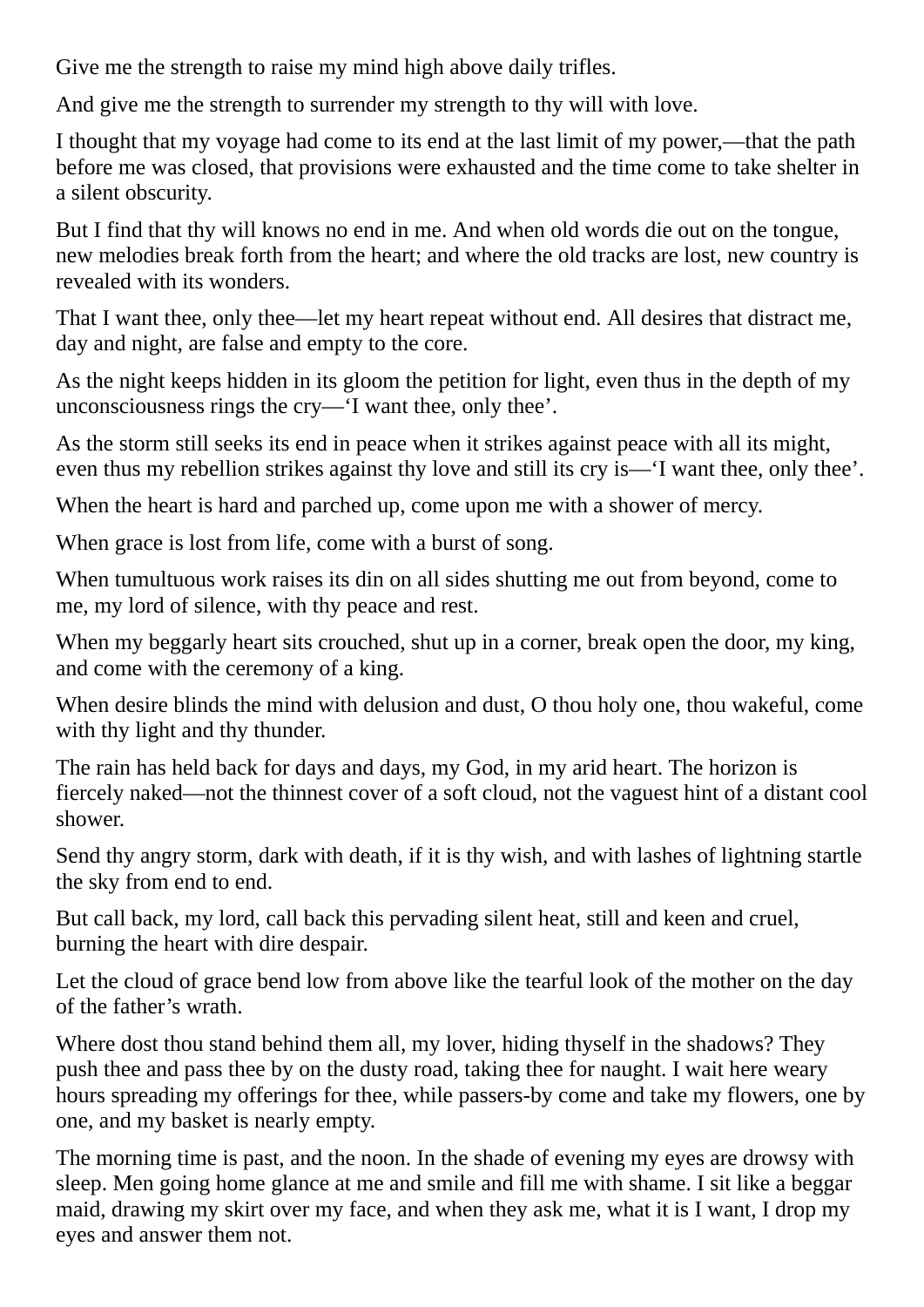Give me the strength to raise my mind high above daily trifles.

And give me the strength to surrender my strength to thy will with love.

I thought that my voyage had come to its end at the last limit of my power,—that the path before me was closed, that provisions were exhausted and the time come to take shelter in a silent obscurity.

But I find that thy will knows no end in me. And when old words die out on the tongue, new melodies break forth from the heart; and where the old tracks are lost, new country is revealed with its wonders.

That I want thee, only thee—let my heart repeat without end. All desires that distract me, day and night, are false and empty to the core.

As the night keeps hidden in its gloom the petition for light, even thus in the depth of my unconsciousness rings the cry—‘I want thee, only thee’.

As the storm still seeks its end in peace when it strikes against peace with all its might, even thus my rebellion strikes against thy love and still its cry is—‘I want thee, only thee’.

When the heart is hard and parched up, come upon me with a shower of mercy.

When grace is lost from life, come with a burst of song.

When tumultuous work raises its din on all sides shutting me out from beyond, come to me, my lord of silence, with thy peace and rest.

When my beggarly heart sits crouched, shut up in a corner, break open the door, my king, and come with the ceremony of a king.

When desire blinds the mind with delusion and dust, O thou holy one, thou wakeful, come with thy light and thy thunder.

The rain has held back for days and days, my God, in my arid heart. The horizon is fiercely naked—not the thinnest cover of a soft cloud, not the vaguest hint of a distant cool shower.

Send thy angry storm, dark with death, if it is thy wish, and with lashes of lightning startle the sky from end to end.

But call back, my lord, call back this pervading silent heat, still and keen and cruel, burning the heart with dire despair.

Let the cloud of grace bend low from above like the tearful look of the mother on the day of the father’s wrath.

Where dost thou stand behind them all, my lover, hiding thyself in the shadows? They push thee and pass thee by on the dusty road, taking thee for naught. I wait here weary hours spreading my offerings for thee, while passers-by come and take my flowers, one by one, and my basket is nearly empty.

The morning time is past, and the noon. In the shade of evening my eyes are drowsy with sleep. Men going home glance at me and smile and fill me with shame. I sit like a beggar maid, drawing my skirt over my face, and when they ask me, what it is I want, I drop my eyes and answer them not.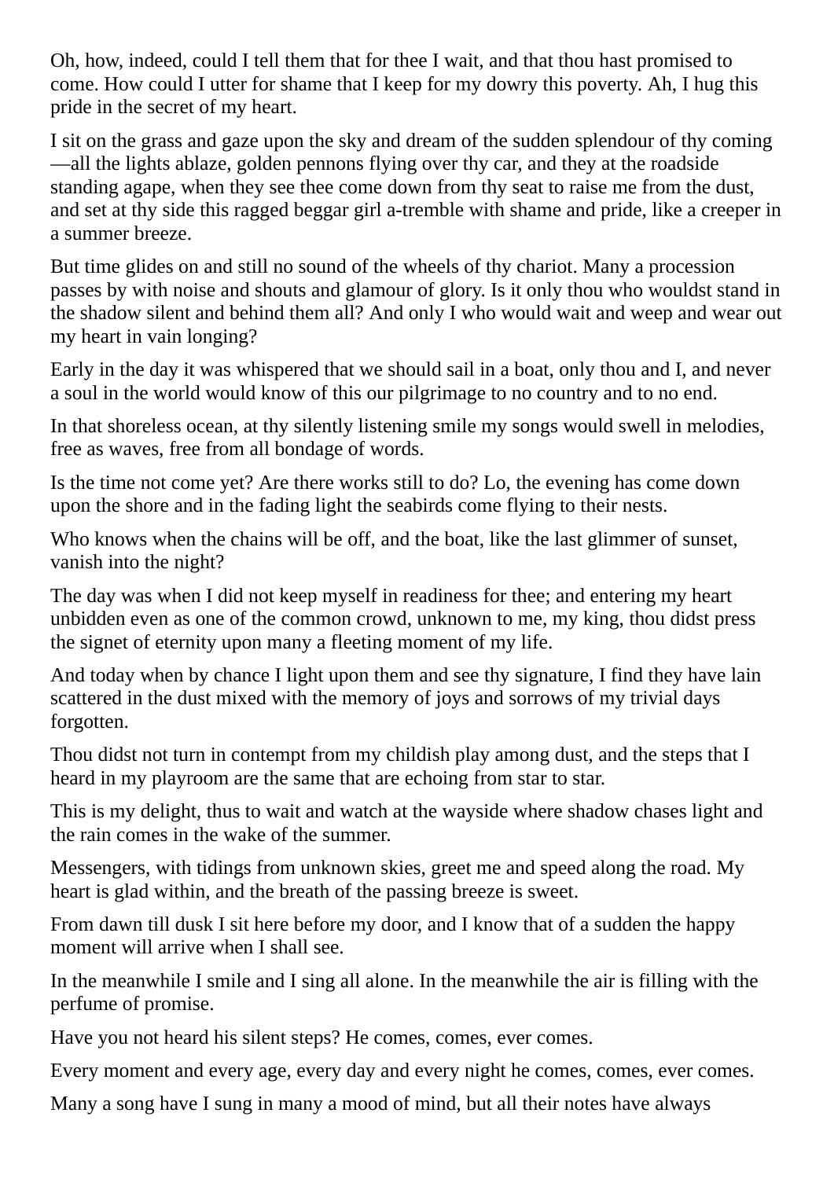Oh, how, indeed, could I tell them that for thee I wait, and that thou hast promised to come. How could I utter for shame that I keep for my dowry this poverty. Ah, I hug this pride in the secret of my heart.

I sit on the grass and gaze upon the sky and dream of the sudden splendour of thy coming—all the lights ablaze, golden pennons flying over thy car, and they at the roadside standing agape, when they see thee come down from thy seat to raise me from the dust, and set at thy side this ragged beggar girl a-tremble with shame and pride, like a creeper in a summer breeze.

But time glides on and still no sound of the wheels of thy chariot. Many a procession passes by with noise and shouts and glamour of glory. Is it only thou who wouldst stand in the shadow silent and behind them all? And only I who would wait and weep and wear out my heart in vain longing?

Early in the day it was whispered that we should sail in a boat, only thou and I, and never a soul in the world would know of this our pilgrimage to no country and to no end.

In that shoreless ocean, at thy silently listening smile my songs would swell in melodies, free as waves, free from all bondage of words.

Is the time not come yet? Are there works still to do? Lo, the evening has come down upon the shore and in the fading light the seabirds come flying to their nests.

Who knows when the chains will be off, and the boat, like the last glimmer of sunset, vanish into the night?

The day was when I did not keep myself in readiness for thee; and entering my heart unbidden even as one of the common crowd, unknown to me, my king, thou didst press the signet of eternity upon many a fleeting moment of my life.

And today when by chance I light upon them and see thy signature, I find they have lain scattered in the dust mixed with the memory of joys and sorrows of my trivial days forgotten.

Thou didst not turn in contempt from my childish play among dust, and the steps that I heard in my playroom are the same that are echoing from star to star.

This is my delight, thus to wait and watch at the wayside where shadow chases light and the rain comes in the wake of the summer.

Messengers, with tidings from unknown skies, greet me and speed along the road. My heart is glad within, and the breath of the passing breeze is sweet.

From dawn till dusk I sit here before my door, and I know that of a sudden the happy moment will arrive when I shall see.

In the meanwhile I smile and I sing all alone. In the meanwhile the air is filling with the perfume of promise.

Have you not heard his silent steps? He comes, comes, ever comes.

Every moment and every age, every day and every night he comes, comes, ever comes.

Many a song have I sung in many a mood of mind, but all their notes have always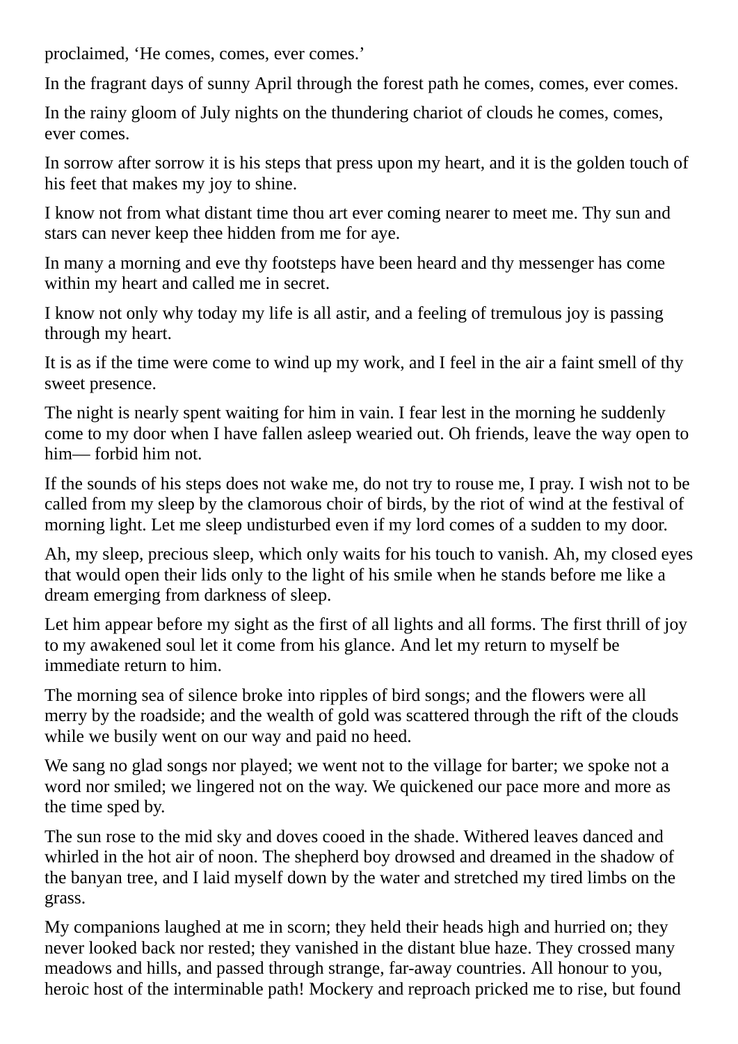proclaimed, ‘He comes, comes, ever comes.’

In the fragrant days of sunny April through the forest path he comes, comes, ever comes.

In the rainy gloom of July nights on the thundering chariot of clouds he comes, comes, ever comes.

In sorrow after sorrow it is his steps that press upon my heart, and it is the golden touch of his feet that makes my joy to shine.

I know not from what distant time thou art ever coming nearer to meet me. Thy sun and stars can never keep thee hidden from me for aye.

In many a morning and eve thy footsteps have been heard and thy messenger has come within my heart and called me in secret.

I know not only why today my life is all astir, and a feeling of tremulous joy is passing through my heart.

It is as if the time were come to wind up my work, and I feel in the air a faint smell of thy sweet presence.

The night is nearly spent waiting for him in vain. I fear lest in the morning he suddenly come to my door when I have fallen asleep wearied out. Oh friends, leave the way open to him— forbid him not.

If the sounds of his steps does not wake me, do not try to rouse me, I pray. I wish not to be called from my sleep by the clamorous choir of birds, by the riot of wind at the festival of morning light. Let me sleep undisturbed even if my lord comes of a sudden to my door.

Ah, my sleep, precious sleep, which only waits for his touch to vanish. Ah, my closed eyes that would open their lids only to the light of his smile when he stands before me like a dream emerging from darkness of sleep.

Let him appear before my sight as the first of all lights and all forms. The first thrill of joy to my awakened soul let it come from his glance. And let my return to myself be immediate return to him.

The morning sea of silence broke into ripples of bird songs; and the flowers were all merry by the roadside; and the wealth of gold was scattered through the rift of the clouds while we busily went on our way and paid no heed.

We sang no glad songs nor played; we went not to the village for barter; we spoke not a word nor smiled; we lingered not on the way. We quickened our pace more and more as the time sped by.

The sun rose to the mid sky and doves cooed in the shade. Withered leaves danced and whirled in the hot air of noon. The shepherd boy drowsed and dreamed in the shadow of the banyan tree, and I laid myself down by the water and stretched my tired limbs on the grass.

My companions laughed at me in scorn; they held their heads high and hurried on; they never looked back nor rested; they vanished in the distant blue haze. They crossed many meadows and hills, and passed through strange, far-away countries. All honour to you, heroic host of the interminable path! Mockery and reproach pricked me to rise, but found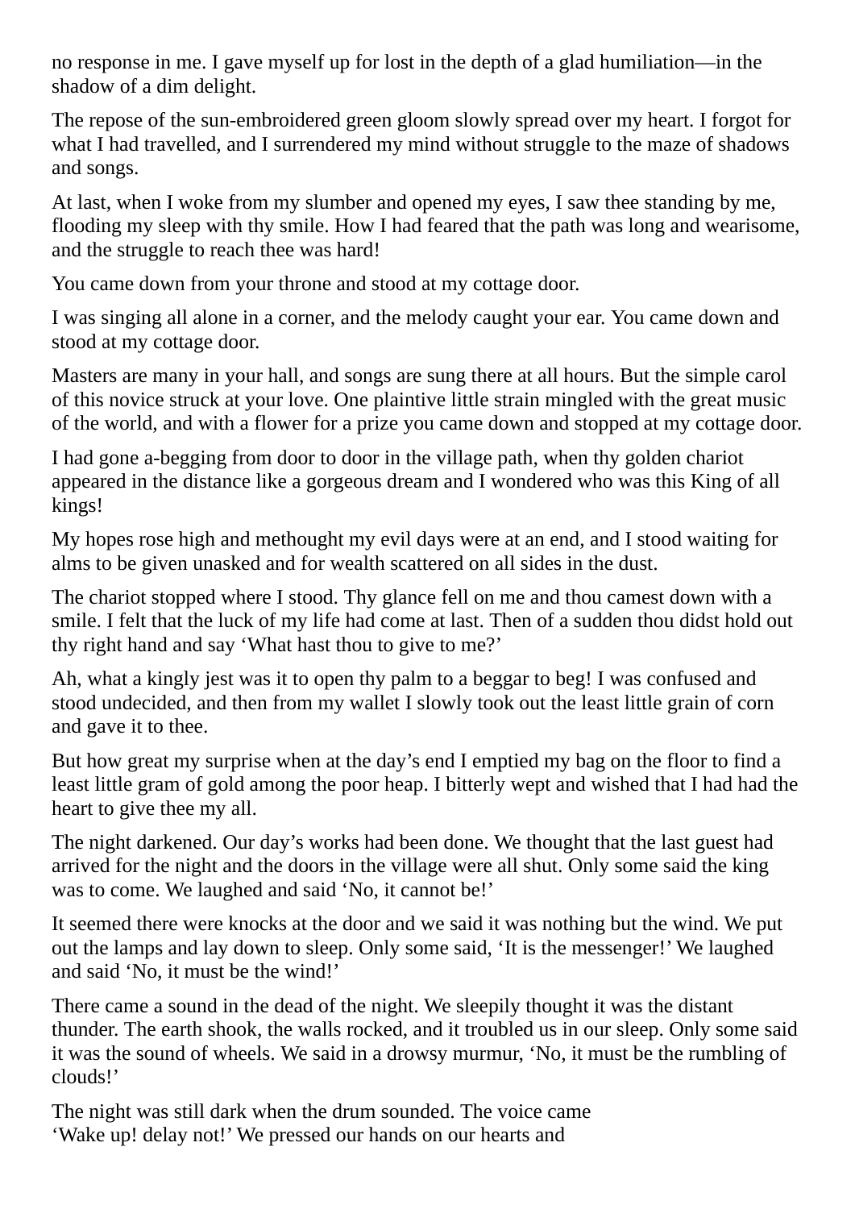no response in me. I gave myself up for lost in the depth of a glad humiliation—in the shadow of a dim delight.

The repose of the sun-embroidered green gloom slowly spread over my heart. I forgot for what I had travelled, and I surrendered my mind without struggle to the maze of shadows and songs.

At last, when I woke from my slumber and opened my eyes, I saw thee standing by me, flooding my sleep with thy smile. How I had feared that the path was long and wearisome, and the struggle to reach thee was hard!

You came down from your throne and stood at my cottage door.

I was singing all alone in a corner, and the melody caught your ear. You came down and stood at my cottage door.

Masters are many in your hall, and songs are sung there at all hours. But the simple carol of this novice struck at your love. One plaintive little strain mingled with the great music of the world, and with a flower for a prize you came down and stopped at my cottage door.

I had gone a-begging from door to door in the village path, when thy golden chariot appeared in the distance like a gorgeous dream and I wondered who was this King of all kings!

My hopes rose high and methought my evil days were at an end, and I stood waiting for alms to be given unasked and for wealth scattered on all sides in the dust.

The chariot stopped where I stood. Thy glance fell on me and thou camest down with a smile. I felt that the luck of my life had come at last. Then of a sudden thou didst hold out thy right hand and say ‘What hast thou to give to me?’

Ah, what a kingly jest was it to open thy palm to a beggar to beg! I was confused and stood undecided, and then from my wallet I slowly took out the least little grain of corn and gave it to thee.

But how great my surprise when at the day’s end I emptied my bag on the floor to find a least little gram of gold among the poor heap. I bitterly wept and wished that I had had the heart to give thee my all.

The night darkened. Our day’s works had been done. We thought that the last guest had arrived for the night and the doors in the village were all shut. Only some said the king was to come. We laughed and said ‘No, it cannot be!’

It seemed there were knocks at the door and we said it was nothing but the wind. We put out the lamps and lay down to sleep. Only some said, ‘It is the messenger!’ We laughed and said ‘No, it must be the wind!’

There came a sound in the dead of the night. We sleepily thought it was the distant thunder. The earth shook, the walls rocked, and it troubled us in our sleep. Only some said it was the sound of wheels. We said in a drowsy murmur, ‘No, it must be the rumbling of clouds!’

The night was still dark when the drum sounded. The voice came
‘Wake up! delay not!’ We pressed our hands on our hearts and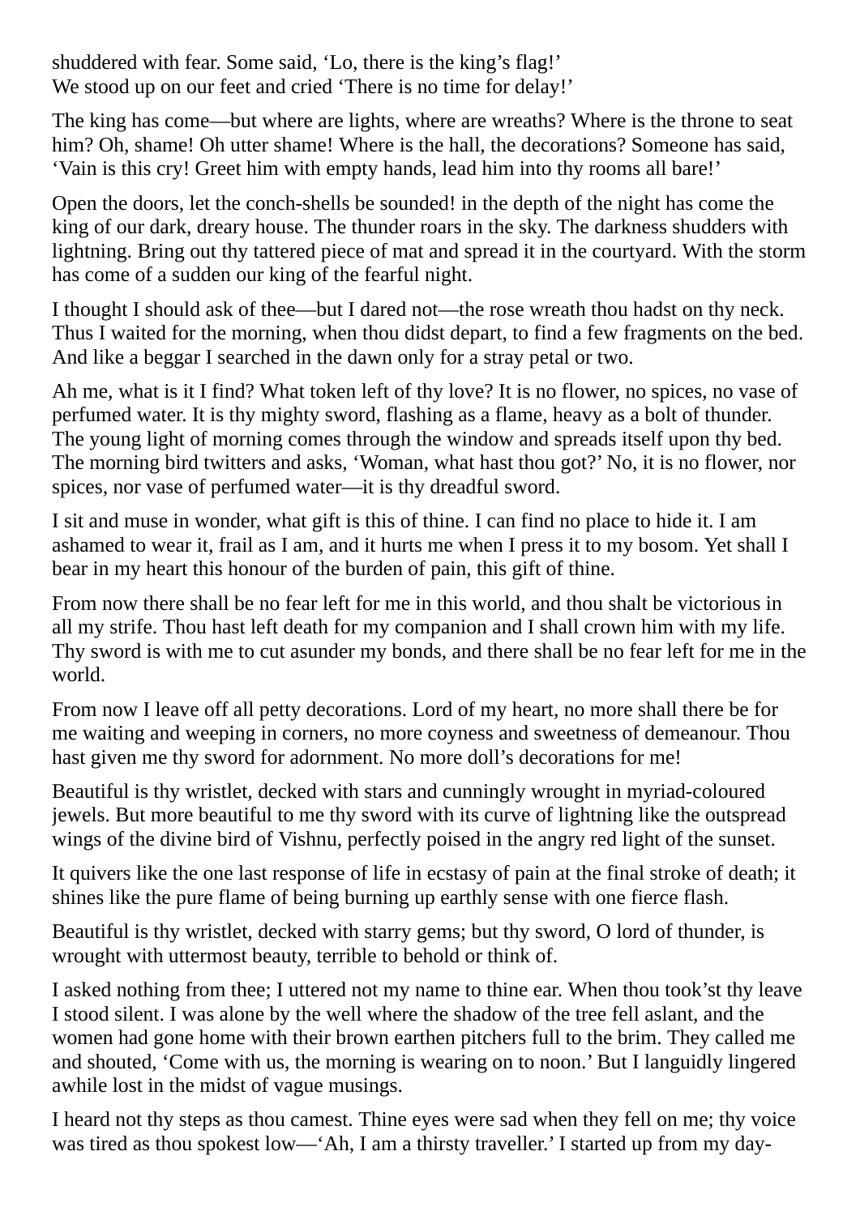shuddered with fear. Some said, ‘Lo, there is the king’s flag!’
We stood up on our feet and cried ‘There is no time for delay!’

The king has come—but where are lights, where are wreaths? Where is the throne to seat him? Oh, shame! Oh utter shame! Where is the hall, the decorations? Someone has said, ‘Vain is this cry! Greet him with empty hands, lead him into thy rooms all bare!’

Open the doors, let the conch-shells be sounded! in the depth of the night has come the king of our dark, dreary house. The thunder roars in the sky. The darkness shudders with lightning. Bring out thy tattered piece of mat and spread it in the courtyard. With the storm has come of a sudden our king of the fearful night.

I thought I should ask of thee—but I dared not—the rose wreath thou hadst on thy neck. Thus I waited for the morning, when thou didst depart, to find a few fragments on the bed. And like a beggar I searched in the dawn only for a stray petal or two.

Ah me, what is it I find? What token left of thy love? It is no flower, no spices, no vase of perfumed water. It is thy mighty sword, flashing as a flame, heavy as a bolt of thunder. The young light of morning comes through the window and spreads itself upon thy bed. The morning bird twitters and asks, ‘Woman, what hast thou got?’ No, it is no flower, nor spices, nor vase of perfumed water—it is thy dreadful sword.

I sit and muse in wonder, what gift is this of thine. I can find no place to hide it. I am ashamed to wear it, frail as I am, and it hurts me when I press it to my bosom. Yet shall I bear in my heart this honour of the burden of pain, this gift of thine.

From now there shall be no fear left for me in this world, and thou shalt be victorious in all my strife. Thou hast left death for my companion and I shall crown him with my life. Thy sword is with me to cut asunder my bonds, and there shall be no fear left for me in the world.

From now I leave off all petty decorations. Lord of my heart, no more shall there be for me waiting and weeping in corners, no more coyness and sweetness of demeanour. Thou hast given me thy sword for adornment. No more doll’s decorations for me!

Beautiful is thy wristlet, decked with stars and cunningly wrought in myriad-coloured jewels. But more beautiful to me thy sword with its curve of lightning like the outspread wings of the divine bird of Vishnu, perfectly poised in the angry red light of the sunset.

It quivers like the one last response of life in ecstasy of pain at the final stroke of death; it shines like the pure flame of being burning up earthly sense with one fierce flash.

Beautiful is thy wristlet, decked with starry gems; but thy sword, O lord of thunder, is wrought with uttermost beauty, terrible to behold or think of.

I asked nothing from thee; I uttered not my name to thine ear. When thou took’st thy leave I stood silent. I was alone by the well where the shadow of the tree fell aslant, and the women had gone home with their brown earthen pitchers full to the brim. They called me and shouted, ‘Come with us, the morning is wearing on to noon.’ But I languidly lingered awhile lost in the midst of vague musings.

I heard not thy steps as thou camest. Thine eyes were sad when they fell on me; thy voice was tired as thou spokest low—‘Ah, I am a thirsty traveller.’ I started up from my day-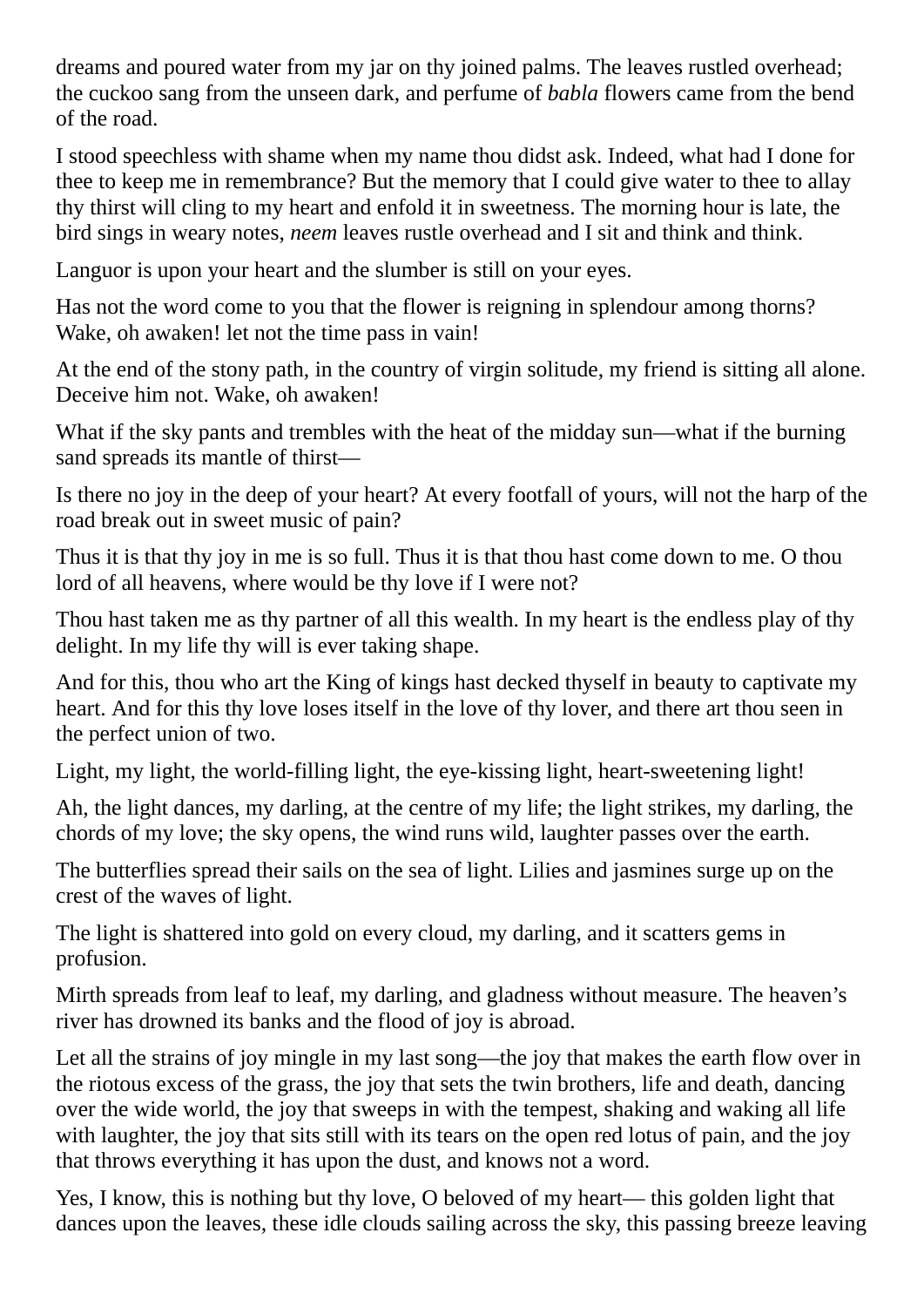dreams and poured water from my jar on thy joined palms. The leaves rustled overhead; the cuckoo sang from the unseen dark, and perfume of *babla* flowers came from the bend of the road.

I stood speechless with shame when my name thou didst ask. Indeed, what had I done for thee to keep me in remembrance? But the memory that I could give water to thee to allay thy thirst will cling to my heart and enfold it in sweetness. The morning hour is late, the bird sings in weary notes, *neem* leaves rustle overhead and I sit and think and think.

Languor is upon your heart and the slumber is still on your eyes.

Has not the word come to you that the flower is reigning in splendour among thorns? Wake, oh awaken! let not the time pass in vain!

At the end of the stony path, in the country of virgin solitude, my friend is sitting all alone. Deceive him not. Wake, oh awaken!

What if the sky pants and trembles with the heat of the midday sun—what if the burning sand spreads its mantle of thirst—

Is there no joy in the deep of your heart? At every footfall of yours, will not the harp of the road break out in sweet music of pain?

Thus it is that thy joy in me is so full. Thus it is that thou hast come down to me. O thou lord of all heavens, where would be thy love if I were not?

Thou hast taken me as thy partner of all this wealth. In my heart is the endless play of thy delight. In my life thy will is ever taking shape.

And for this, thou who art the King of kings hast decked thyself in beauty to captivate my heart. And for this thy love loses itself in the love of thy lover, and there art thou seen in the perfect union of two.

Light, my light, the world-filling light, the eye-kissing light, heart-sweetening light!

Ah, the light dances, my darling, at the centre of my life; the light strikes, my darling, the chords of my love; the sky opens, the wind runs wild, laughter passes over the earth.

The butterflies spread their sails on the sea of light. Lilies and jasmines surge up on the crest of the waves of light.

The light is shattered into gold on every cloud, my darling, and it scatters gems in profusion.

Mirth spreads from leaf to leaf, my darling, and gladness without measure. The heaven's river has drowned its banks and the flood of joy is abroad.

Let all the strains of joy mingle in my last song—the joy that makes the earth flow over in the riotous excess of the grass, the joy that sets the twin brothers, life and death, dancing over the wide world, the joy that sweeps in with the tempest, shaking and waking all life with laughter, the joy that sits still with its tears on the open red lotus of pain, and the joy that throws everything it has upon the dust, and knows not a word.

Yes, I know, this is nothing but thy love, O beloved of my heart— this golden light that dances upon the leaves, these idle clouds sailing across the sky, this passing breeze leaving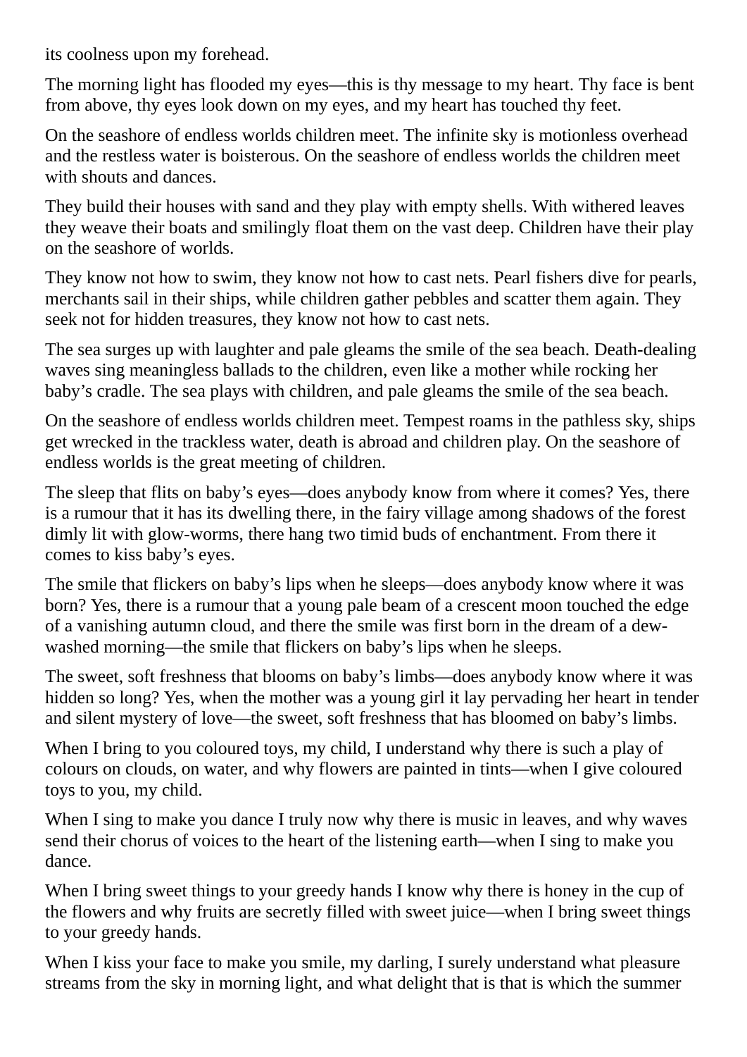its coolness upon my forehead.

The morning light has flooded my eyes—this is thy message to my heart. Thy face is bent from above, thy eyes look down on my eyes, and my heart has touched thy feet.

On the seashore of endless worlds children meet. The infinite sky is motionless overhead and the restless water is boisterous. On the seashore of endless worlds the children meet with shouts and dances.

They build their houses with sand and they play with empty shells. With withered leaves they weave their boats and smilingly float them on the vast deep. Children have their play on the seashore of worlds.

They know not how to swim, they know not how to cast nets. Pearl fishers dive for pearls, merchants sail in their ships, while children gather pebbles and scatter them again. They seek not for hidden treasures, they know not how to cast nets.

The sea surges up with laughter and pale gleams the smile of the sea beach. Death-dealing waves sing meaningless ballads to the children, even like a mother while rocking her baby's cradle. The sea plays with children, and pale gleams the smile of the sea beach.

On the seashore of endless worlds children meet. Tempest roams in the pathless sky, ships get wrecked in the trackless water, death is abroad and children play. On the seashore of endless worlds is the great meeting of children.

The sleep that flits on baby's eyes—does anybody know from where it comes? Yes, there is a rumour that it has its dwelling there, in the fairy village among shadows of the forest dimly lit with glow-worms, there hang two timid buds of enchantment. From there it comes to kiss baby's eyes.

The smile that flickers on baby's lips when he sleeps—does anybody know where it was born? Yes, there is a rumour that a young pale beam of a crescent moon touched the edge of a vanishing autumn cloud, and there the smile was first born in the dream of a dew-washed morning—the smile that flickers on baby's lips when he sleeps.

The sweet, soft freshness that blooms on baby's limbs—does anybody know where it was hidden so long? Yes, when the mother was a young girl it lay pervading her heart in tender and silent mystery of love—the sweet, soft freshness that has bloomed on baby's limbs.

When I bring to you coloured toys, my child, I understand why there is such a play of colours on clouds, on water, and why flowers are painted in tints—when I give coloured toys to you, my child.

When I sing to make you dance I truly now why there is music in leaves, and why waves send their chorus of voices to the heart of the listening earth—when I sing to make you dance.

When I bring sweet things to your greedy hands I know why there is honey in the cup of the flowers and why fruits are secretly filled with sweet juice—when I bring sweet things to your greedy hands.

When I kiss your face to make you smile, my darling, I surely understand what pleasure streams from the sky in morning light, and what delight that is that is which the summer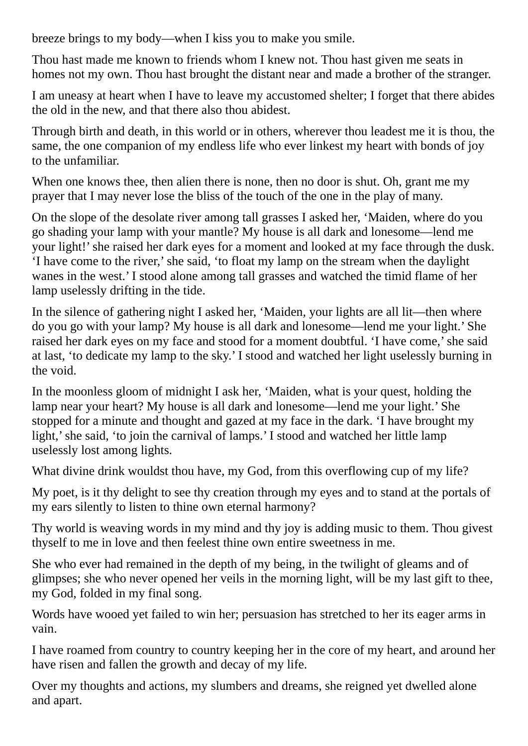breeze brings to my body—when I kiss you to make you smile.

Thou hast made me known to friends whom I knew not. Thou hast given me seats in homes not my own. Thou hast brought the distant near and made a brother of the stranger.

I am uneasy at heart when I have to leave my accustomed shelter; I forget that there abides the old in the new, and that there also thou abidest.

Through birth and death, in this world or in others, wherever thou leadest me it is thou, the same, the one companion of my endless life who ever linkest my heart with bonds of joy to the unfamiliar.

When one knows thee, then alien there is none, then no door is shut. Oh, grant me my prayer that I may never lose the bliss of the touch of the one in the play of many.

On the slope of the desolate river among tall grasses I asked her, 'Maiden, where do you go shading your lamp with your mantle? My house is all dark and lonesome—lend me your light!' she raised her dark eyes for a moment and looked at my face through the dusk. 'I have come to the river,' she said, 'to float my lamp on the stream when the daylight wanes in the west.' I stood alone among tall grasses and watched the timid flame of her lamp uselessly drifting in the tide.

In the silence of gathering night I asked her, 'Maiden, your lights are all lit—then where do you go with your lamp? My house is all dark and lonesome—lend me your light.' She raised her dark eyes on my face and stood for a moment doubtful. 'I have come,' she said at last, 'to dedicate my lamp to the sky.' I stood and watched her light uselessly burning in the void.

In the moonless gloom of midnight I ask her, 'Maiden, what is your quest, holding the lamp near your heart? My house is all dark and lonesome—lend me your light.' She stopped for a minute and thought and gazed at my face in the dark. 'I have brought my light,' she said, 'to join the carnival of lamps.' I stood and watched her little lamp uselessly lost among lights.

What divine drink wouldst thou have, my God, from this overflowing cup of my life?

My poet, is it thy delight to see thy creation through my eyes and to stand at the portals of my ears silently to listen to thine own eternal harmony?

Thy world is weaving words in my mind and thy joy is adding music to them. Thou givest thyself to me in love and then feelest thine own entire sweetness in me.

She who ever had remained in the depth of my being, in the twilight of gleams and of glimpses; she who never opened her veils in the morning light, will be my last gift to thee, my God, folded in my final song.

Words have wooed yet failed to win her; persuasion has stretched to her its eager arms in vain.

I have roamed from country to country keeping her in the core of my heart, and around her have risen and fallen the growth and decay of my life.

Over my thoughts and actions, my slumbers and dreams, she reigned yet dwelled alone and apart.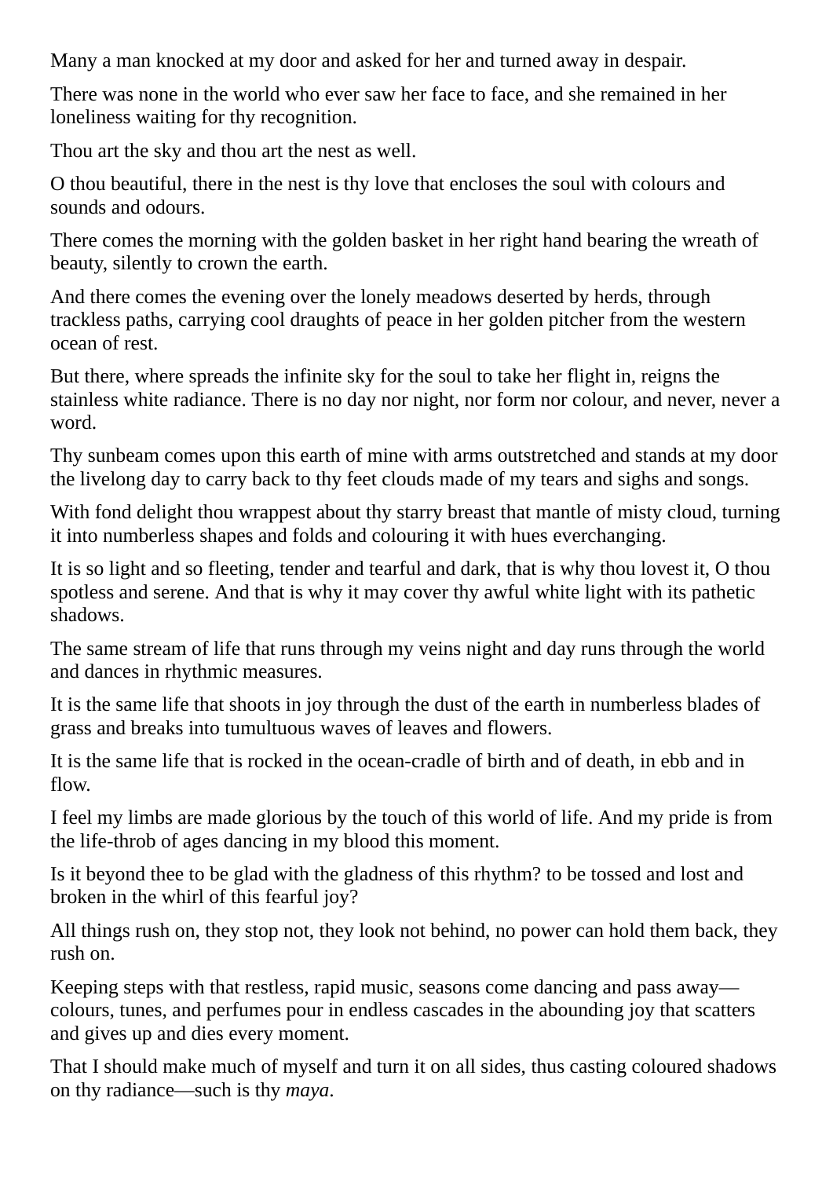Many a man knocked at my door and asked for her and turned away in despair.

There was none in the world who ever saw her face to face, and she remained in her loneliness waiting for thy recognition.

Thou art the sky and thou art the nest as well.

O thou beautiful, there in the nest is thy love that encloses the soul with colours and sounds and odours.

There comes the morning with the golden basket in her right hand bearing the wreath of beauty, silently to crown the earth.

And there comes the evening over the lonely meadows deserted by herds, through trackless paths, carrying cool draughts of peace in her golden pitcher from the western ocean of rest.

But there, where spreads the infinite sky for the soul to take her flight in, reigns the stainless white radiance. There is no day nor night, nor form nor colour, and never, never a word.

Thy sunbeam comes upon this earth of mine with arms outstretched and stands at my door the livelong day to carry back to thy feet clouds made of my tears and sighs and songs.

With fond delight thou wrappest about thy starry breast that mantle of misty cloud, turning it into numberless shapes and folds and colouring it with hues everchanging.

It is so light and so fleeting, tender and tearful and dark, that is why thou lovest it, O thou spotless and serene. And that is why it may cover thy awful white light with its pathetic shadows.

The same stream of life that runs through my veins night and day runs through the world and dances in rhythmic measures.

It is the same life that shoots in joy through the dust of the earth in numberless blades of grass and breaks into tumultuous waves of leaves and flowers.

It is the same life that is rocked in the ocean-cradle of birth and of death, in ebb and in flow.

I feel my limbs are made glorious by the touch of this world of life. And my pride is from the life-throb of ages dancing in my blood this moment.

Is it beyond thee to be glad with the gladness of this rhythm? to be tossed and lost and broken in the whirl of this fearful joy?

All things rush on, they stop not, they look not behind, no power can hold them back, they rush on.

Keeping steps with that restless, rapid music, seasons come dancing and pass away—colours, tunes, and perfumes pour in endless cascades in the abounding joy that scatters and gives up and dies every moment.

That I should make much of myself and turn it on all sides, thus casting coloured shadows on thy radiance—such is thy *maya*.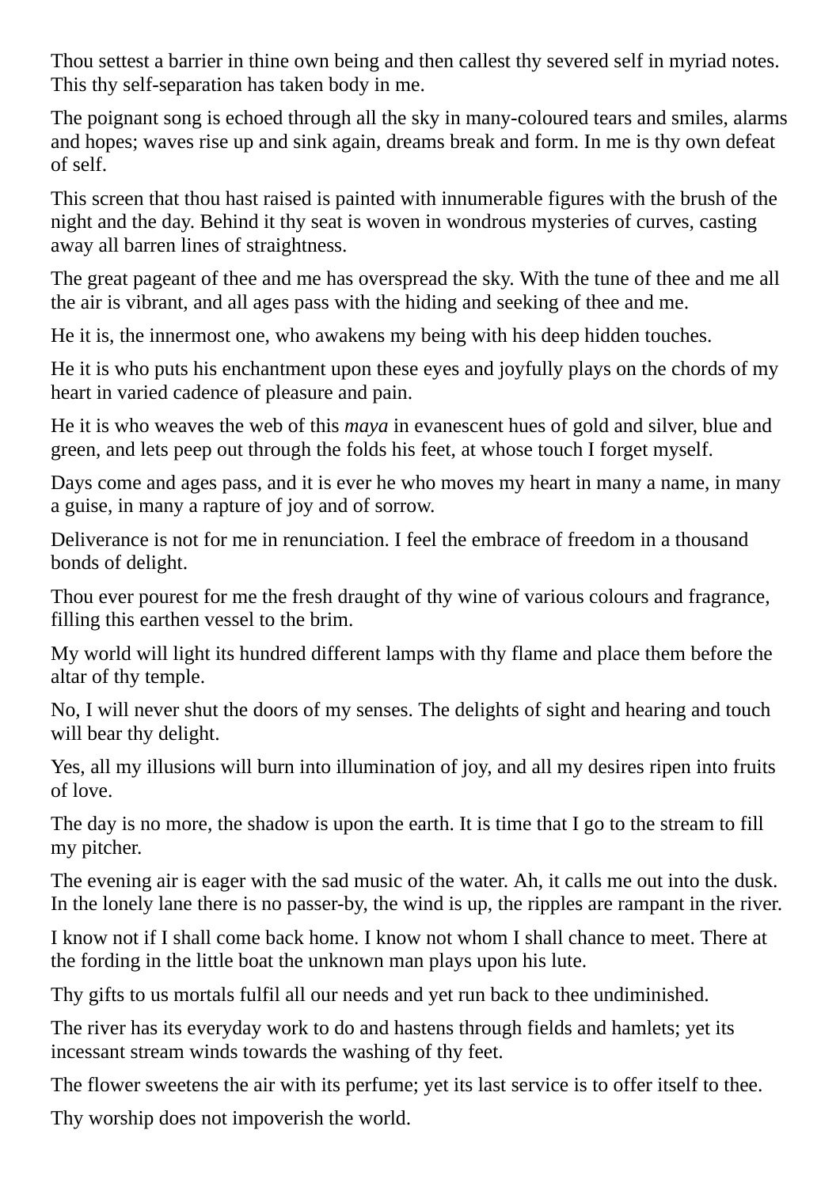Thou settest a barrier in thine own being and then callest thy severed self in myriad notes. This thy self-separation has taken body in me.

The poignant song is echoed through all the sky in many-coloured tears and smiles, alarms and hopes; waves rise up and sink again, dreams break and form. In me is thy own defeat of self.

This screen that thou hast raised is painted with innumerable figures with the brush of the night and the day. Behind it thy seat is woven in wondrous mysteries of curves, casting away all barren lines of straightness.

The great pageant of thee and me has overspread the sky. With the tune of thee and me all the air is vibrant, and all ages pass with the hiding and seeking of thee and me.

He it is, the innermost one, who awakens my being with his deep hidden touches.

He it is who puts his enchantment upon these eyes and joyfully plays on the chords of my heart in varied cadence of pleasure and pain.

He it is who weaves the web of this *maya* in evanescent hues of gold and silver, blue and green, and lets peep out through the folds his feet, at whose touch I forget myself.

Days come and ages pass, and it is ever he who moves my heart in many a name, in many a guise, in many a rapture of joy and of sorrow.

Deliverance is not for me in renunciation. I feel the embrace of freedom in a thousand bonds of delight.

Thou ever pourest for me the fresh draught of thy wine of various colours and fragrance, filling this earthen vessel to the brim.

My world will light its hundred different lamps with thy flame and place them before the altar of thy temple.

No, I will never shut the doors of my senses. The delights of sight and hearing and touch will bear thy delight.

Yes, all my illusions will burn into illumination of joy, and all my desires ripen into fruits of love.

The day is no more, the shadow is upon the earth. It is time that I go to the stream to fill my pitcher.

The evening air is eager with the sad music of the water. Ah, it calls me out into the dusk. In the lonely lane there is no passer-by, the wind is up, the ripples are rampant in the river.

I know not if I shall come back home. I know not whom I shall chance to meet. There at the fording in the little boat the unknown man plays upon his lute.

Thy gifts to us mortals fulfil all our needs and yet run back to thee undiminished.

The river has its everyday work to do and hastens through fields and hamlets; yet its incessant stream winds towards the washing of thy feet.

The flower sweetens the air with its perfume; yet its last service is to offer itself to thee.

Thy worship does not impoverish the world.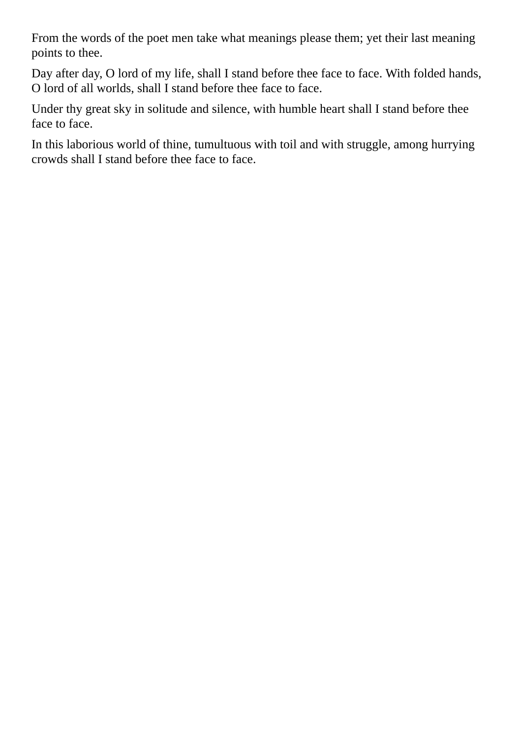From the words of the poet men take what meanings please them; yet their last meaning points to thee.

Day after day, O lord of my life, shall I stand before thee face to face. With folded hands, O lord of all worlds, shall I stand before thee face to face.

Under thy great sky in solitude and silence, with humble heart shall I stand before thee face to face.

In this laborious world of thine, tumultuous with toil and with struggle, among hurrying crowds shall I stand before thee face to face.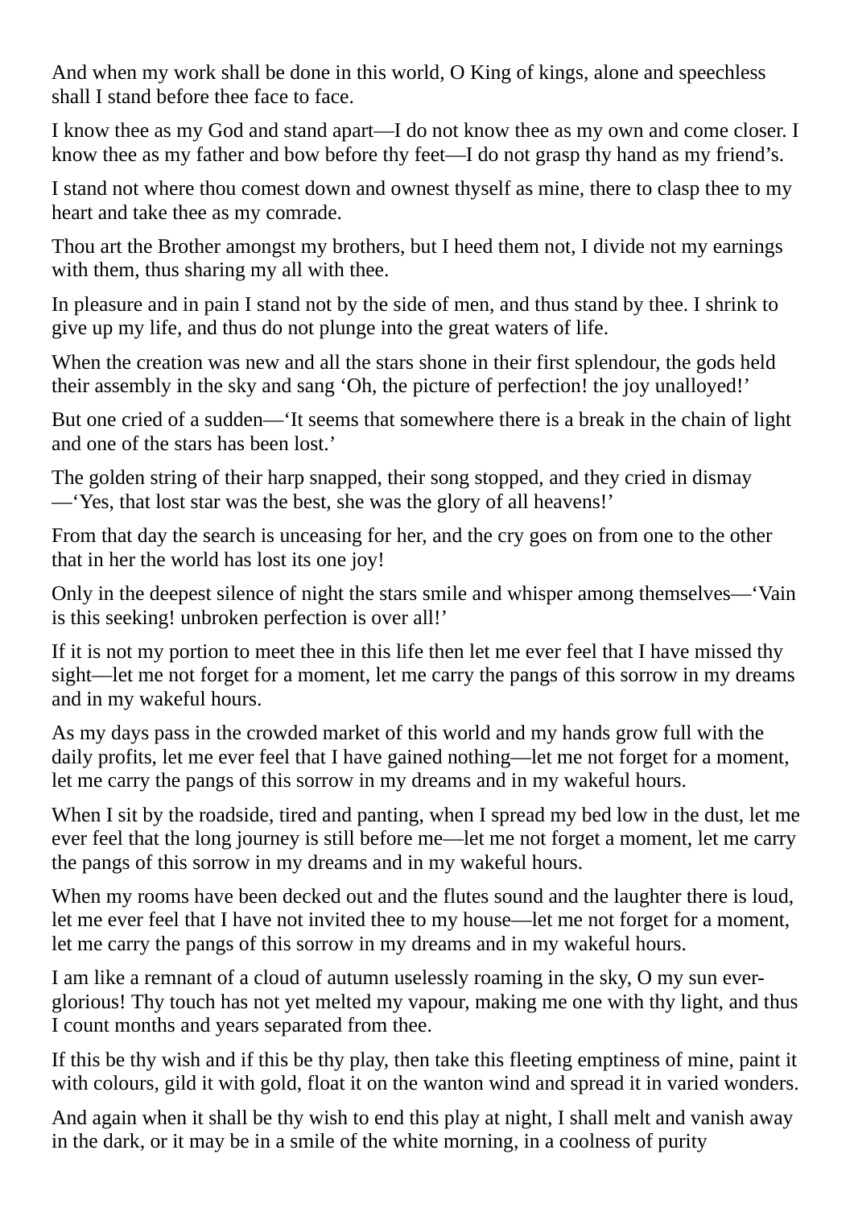And when my work shall be done in this world, O King of kings, alone and speechless shall I stand before thee face to face.

I know thee as my God and stand apart—I do not know thee as my own and come closer. I know thee as my father and bow before thy feet—I do not grasp thy hand as my friend's.

I stand not where thou comest down and ownest thyself as mine, there to clasp thee to my heart and take thee as my comrade.

Thou art the Brother amongst my brothers, but I heed them not, I divide not my earnings with them, thus sharing my all with thee.

In pleasure and in pain I stand not by the side of men, and thus stand by thee. I shrink to give up my life, and thus do not plunge into the great waters of life.

When the creation was new and all the stars shone in their first splendour, the gods held their assembly in the sky and sang 'Oh, the picture of perfection! the joy unalloyed!'

But one cried of a sudden—'It seems that somewhere there is a break in the chain of light and one of the stars has been lost.'

The golden string of their harp snapped, their song stopped, and they cried in dismay—'Yes, that lost star was the best, she was the glory of all heavens!'

From that day the search is unceasing for her, and the cry goes on from one to the other that in her the world has lost its one joy!

Only in the deepest silence of night the stars smile and whisper among themselves—'Vain is this seeking! unbroken perfection is over all!'

If it is not my portion to meet thee in this life then let me ever feel that I have missed thy sight—let me not forget for a moment, let me carry the pangs of this sorrow in my dreams and in my wakeful hours.

As my days pass in the crowded market of this world and my hands grow full with the daily profits, let me ever feel that I have gained nothing—let me not forget for a moment, let me carry the pangs of this sorrow in my dreams and in my wakeful hours.

When I sit by the roadside, tired and panting, when I spread my bed low in the dust, let me ever feel that the long journey is still before me—let me not forget a moment, let me carry the pangs of this sorrow in my dreams and in my wakeful hours.

When my rooms have been decked out and the flutes sound and the laughter there is loud, let me ever feel that I have not invited thee to my house—let me not forget for a moment, let me carry the pangs of this sorrow in my dreams and in my wakeful hours.

I am like a remnant of a cloud of autumn uselessly roaming in the sky, O my sun ever-glorious! Thy touch has not yet melted my vapour, making me one with thy light, and thus I count months and years separated from thee.

If this be thy wish and if this be thy play, then take this fleeting emptiness of mine, paint it with colours, gild it with gold, float it on the wanton wind and spread it in varied wonders.

And again when it shall be thy wish to end this play at night, I shall melt and vanish away in the dark, or it may be in a smile of the white morning, in a coolness of purity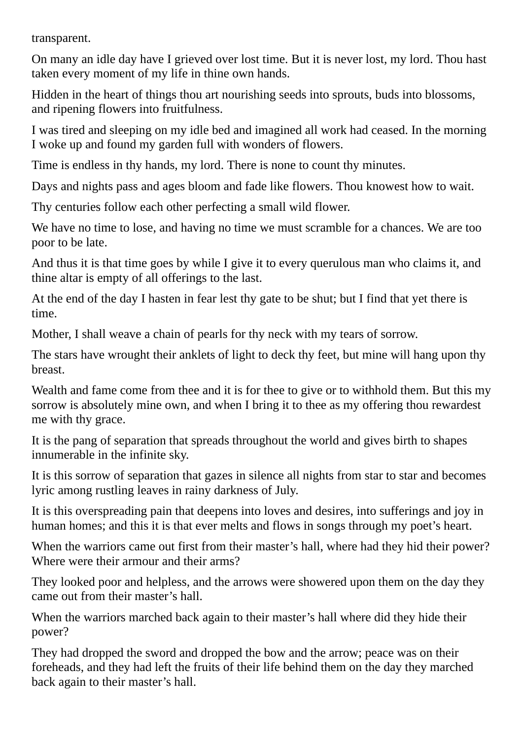transparent.

On many an idle day have I grieved over lost time. But it is never lost, my lord. Thou hast taken every moment of my life in thine own hands.

Hidden in the heart of things thou art nourishing seeds into sprouts, buds into blossoms, and ripening flowers into fruitfulness.

I was tired and sleeping on my idle bed and imagined all work had ceased. In the morning I woke up and found my garden full with wonders of flowers.

Time is endless in thy hands, my lord. There is none to count thy minutes.

Days and nights pass and ages bloom and fade like flowers. Thou knowest how to wait.

Thy centuries follow each other perfecting a small wild flower.

We have no time to lose, and having no time we must scramble for a chances. We are too poor to be late.

And thus it is that time goes by while I give it to every querulous man who claims it, and thine altar is empty of all offerings to the last.

At the end of the day I hasten in fear lest thy gate to be shut; but I find that yet there is time.

Mother, I shall weave a chain of pearls for thy neck with my tears of sorrow.

The stars have wrought their anklets of light to deck thy feet, but mine will hang upon thy breast.

Wealth and fame come from thee and it is for thee to give or to withhold them. But this my sorrow is absolutely mine own, and when I bring it to thee as my offering thou rewardest me with thy grace.

It is the pang of separation that spreads throughout the world and gives birth to shapes innumerable in the infinite sky.

It is this sorrow of separation that gazes in silence all nights from star to star and becomes lyric among rustling leaves in rainy darkness of July.

It is this overspreading pain that deepens into loves and desires, into sufferings and joy in human homes; and this it is that ever melts and flows in songs through my poet's heart.

When the warriors came out first from their master's hall, where had they hid their power? Where were their armour and their arms?

They looked poor and helpless, and the arrows were showered upon them on the day they came out from their master's hall.

When the warriors marched back again to their master's hall where did they hide their power?

They had dropped the sword and dropped the bow and the arrow; peace was on their foreheads, and they had left the fruits of their life behind them on the day they marched back again to their master's hall.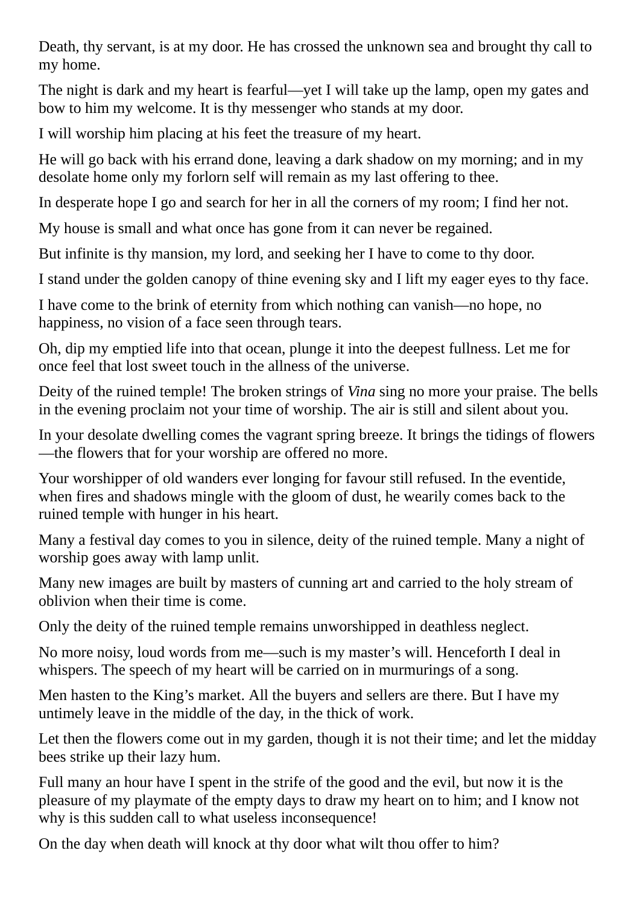Death, thy servant, is at my door. He has crossed the unknown sea and brought thy call to my home.

The night is dark and my heart is fearful—yet I will take up the lamp, open my gates and bow to him my welcome. It is thy messenger who stands at my door.

I will worship him placing at his feet the treasure of my heart.

He will go back with his errand done, leaving a dark shadow on my morning; and in my desolate home only my forlorn self will remain as my last offering to thee.

In desperate hope I go and search for her in all the corners of my room; I find her not.

My house is small and what once has gone from it can never be regained.

But infinite is thy mansion, my lord, and seeking her I have to come to thy door.

I stand under the golden canopy of thine evening sky and I lift my eager eyes to thy face.

I have come to the brink of eternity from which nothing can vanish—no hope, no happiness, no vision of a face seen through tears.

Oh, dip my emptied life into that ocean, plunge it into the deepest fullness. Let me for once feel that lost sweet touch in the allness of the universe.

Deity of the ruined temple! The broken strings of *Vina* sing no more your praise. The bells in the evening proclaim not your time of worship. The air is still and silent about you.

In your desolate dwelling comes the vagrant spring breeze. It brings the tidings of flowers—the flowers that for your worship are offered no more.

Your worshipper of old wanders ever longing for favour still refused. In the eventide, when fires and shadows mingle with the gloom of dust, he wearily comes back to the ruined temple with hunger in his heart.

Many a festival day comes to you in silence, deity of the ruined temple. Many a night of worship goes away with lamp unlit.

Many new images are built by masters of cunning art and carried to the holy stream of oblivion when their time is come.

Only the deity of the ruined temple remains unworshipped in deathless neglect.

No more noisy, loud words from me—such is my master's will. Henceforth I deal in whispers. The speech of my heart will be carried on in murmurings of a song.

Men hasten to the King's market. All the buyers and sellers are there. But I have my untimely leave in the middle of the day, in the thick of work.

Let then the flowers come out in my garden, though it is not their time; and let the midday bees strike up their lazy hum.

Full many an hour have I spent in the strife of the good and the evil, but now it is the pleasure of my playmate of the empty days to draw my heart on to him; and I know not why is this sudden call to what useless inconsequence!

On the day when death will knock at thy door what wilt thou offer to him?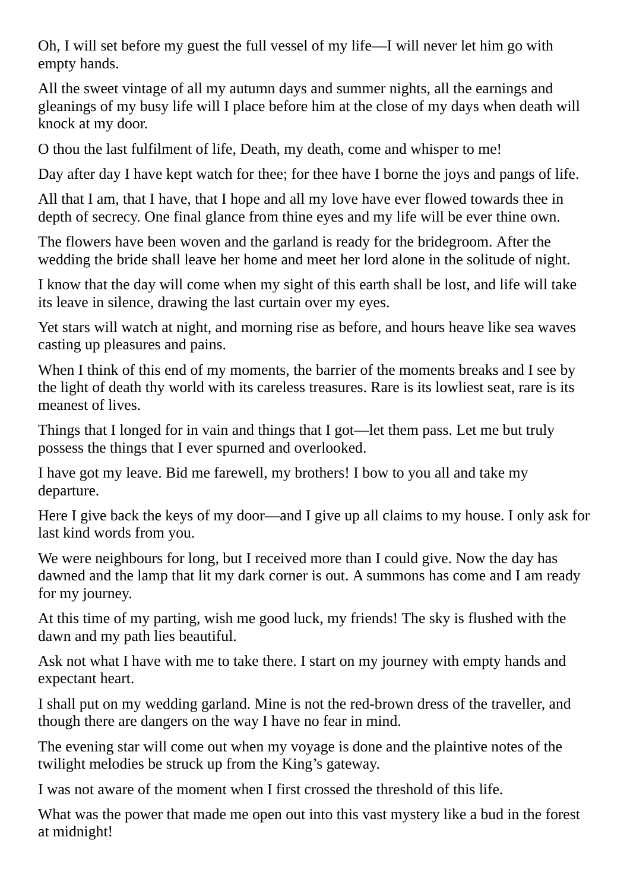Oh, I will set before my guest the full vessel of my life—I will never let him go with empty hands.

All the sweet vintage of all my autumn days and summer nights, all the earnings and gleanings of my busy life will I place before him at the close of my days when death will knock at my door.

O thou the last fulfilment of life, Death, my death, come and whisper to me!

Day after day I have kept watch for thee; for thee have I borne the joys and pangs of life.

All that I am, that I have, that I hope and all my love have ever flowed towards thee in depth of secrecy. One final glance from thine eyes and my life will be ever thine own.

The flowers have been woven and the garland is ready for the bridegroom. After the wedding the bride shall leave her home and meet her lord alone in the solitude of night.

I know that the day will come when my sight of this earth shall be lost, and life will take its leave in silence, drawing the last curtain over my eyes.

Yet stars will watch at night, and morning rise as before, and hours heave like sea waves casting up pleasures and pains.

When I think of this end of my moments, the barrier of the moments breaks and I see by the light of death thy world with its careless treasures. Rare is its lowliest seat, rare is its meanest of lives.

Things that I longed for in vain and things that I got—let them pass. Let me but truly possess the things that I ever spurned and overlooked.

I have got my leave. Bid me farewell, my brothers! I bow to you all and take my departure.

Here I give back the keys of my door—and I give up all claims to my house. I only ask for last kind words from you.

We were neighbours for long, but I received more than I could give. Now the day has dawned and the lamp that lit my dark corner is out. A summons has come and I am ready for my journey.

At this time of my parting, wish me good luck, my friends! The sky is flushed with the dawn and my path lies beautiful.

Ask not what I have with me to take there. I start on my journey with empty hands and expectant heart.

I shall put on my wedding garland. Mine is not the red-brown dress of the traveller, and though there are dangers on the way I have no fear in mind.

The evening star will come out when my voyage is done and the plaintive notes of the twilight melodies be struck up from the King's gateway.

I was not aware of the moment when I first crossed the threshold of this life.

What was the power that made me open out into this vast mystery like a bud in the forest at midnight!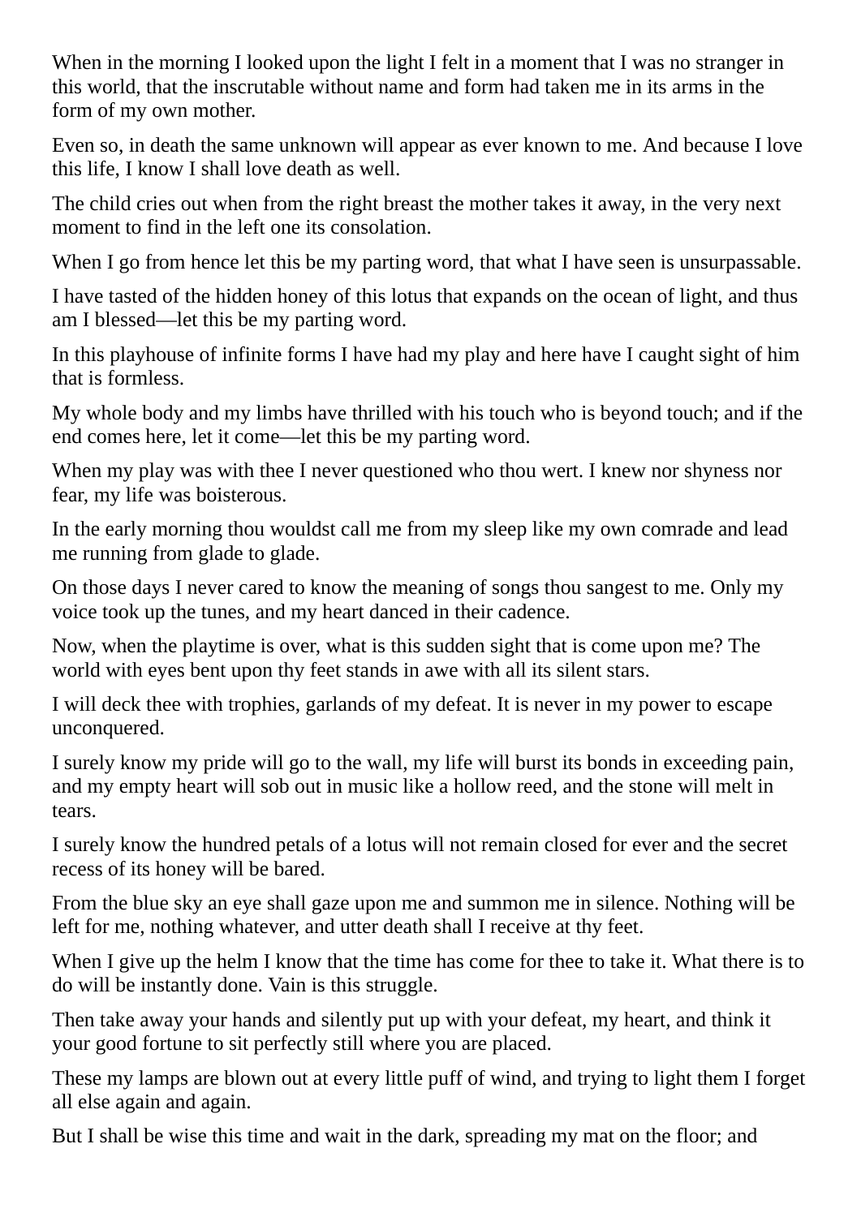When in the morning I looked upon the light I felt in a moment that I was no stranger in this world, that the inscrutable without name and form had taken me in its arms in the form of my own mother.

Even so, in death the same unknown will appear as ever known to me. And because I love this life, I know I shall love death as well.

The child cries out when from the right breast the mother takes it away, in the very next moment to find in the left one its consolation.

When I go from hence let this be my parting word, that what I have seen is unsurpassable.

I have tasted of the hidden honey of this lotus that expands on the ocean of light, and thus am I blessed—let this be my parting word.

In this playhouse of infinite forms I have had my play and here have I caught sight of him that is formless.

My whole body and my limbs have thrilled with his touch who is beyond touch; and if the end comes here, let it come—let this be my parting word.

When my play was with thee I never questioned who thou wert. I knew nor shyness nor fear, my life was boisterous.

In the early morning thou wouldst call me from my sleep like my own comrade and lead me running from glade to glade.

On those days I never cared to know the meaning of songs thou sangest to me. Only my voice took up the tunes, and my heart danced in their cadence.

Now, when the playtime is over, what is this sudden sight that is come upon me? The world with eyes bent upon thy feet stands in awe with all its silent stars.

I will deck thee with trophies, garlands of my defeat. It is never in my power to escape unconquered.

I surely know my pride will go to the wall, my life will burst its bonds in exceeding pain, and my empty heart will sob out in music like a hollow reed, and the stone will melt in tears.

I surely know the hundred petals of a lotus will not remain closed for ever and the secret recess of its honey will be bared.

From the blue sky an eye shall gaze upon me and summon me in silence. Nothing will be left for me, nothing whatever, and utter death shall I receive at thy feet.

When I give up the helm I know that the time has come for thee to take it. What there is to do will be instantly done. Vain is this struggle.

Then take away your hands and silently put up with your defeat, my heart, and think it your good fortune to sit perfectly still where you are placed.

These my lamps are blown out at every little puff of wind, and trying to light them I forget all else again and again.

But I shall be wise this time and wait in the dark, spreading my mat on the floor; and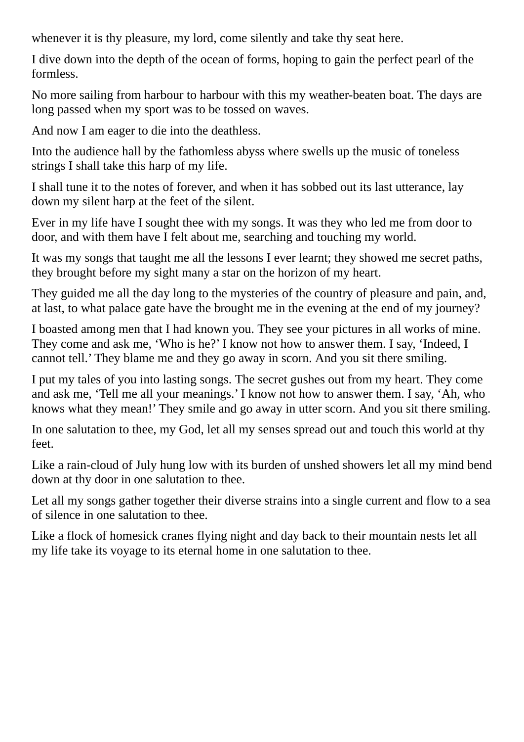whenever it is thy pleasure, my lord, come silently and take thy seat here.

I dive down into the depth of the ocean of forms, hoping to gain the perfect pearl of the formless.

No more sailing from harbour to harbour with this my weather-beaten boat. The days are long passed when my sport was to be tossed on waves.

And now I am eager to die into the deathless.

Into the audience hall by the fathomless abyss where swells up the music of toneless strings I shall take this harp of my life.

I shall tune it to the notes of forever, and when it has sobbed out its last utterance, lay down my silent harp at the feet of the silent.

Ever in my life have I sought thee with my songs. It was they who led me from door to door, and with them have I felt about me, searching and touching my world.

It was my songs that taught me all the lessons I ever learnt; they showed me secret paths, they brought before my sight many a star on the horizon of my heart.

They guided me all the day long to the mysteries of the country of pleasure and pain, and, at last, to what palace gate have the brought me in the evening at the end of my journey?

I boasted among men that I had known you. They see your pictures in all works of mine. They come and ask me, ‘Who is he?’ I know not how to answer them. I say, ‘Indeed, I cannot tell.’ They blame me and they go away in scorn. And you sit there smiling.

I put my tales of you into lasting songs. The secret gushes out from my heart. They come and ask me, ‘Tell me all your meanings.’ I know not how to answer them. I say, ‘Ah, who knows what they mean!’ They smile and go away in utter scorn. And you sit there smiling.

In one salutation to thee, my God, let all my senses spread out and touch this world at thy feet.

Like a rain-cloud of July hung low with its burden of unshed showers let all my mind bend down at thy door in one salutation to thee.

Let all my songs gather together their diverse strains into a single current and flow to a sea of silence in one salutation to thee.

Like a flock of homesick cranes flying night and day back to their mountain nests let all my life take its voyage to its eternal home in one salutation to thee.